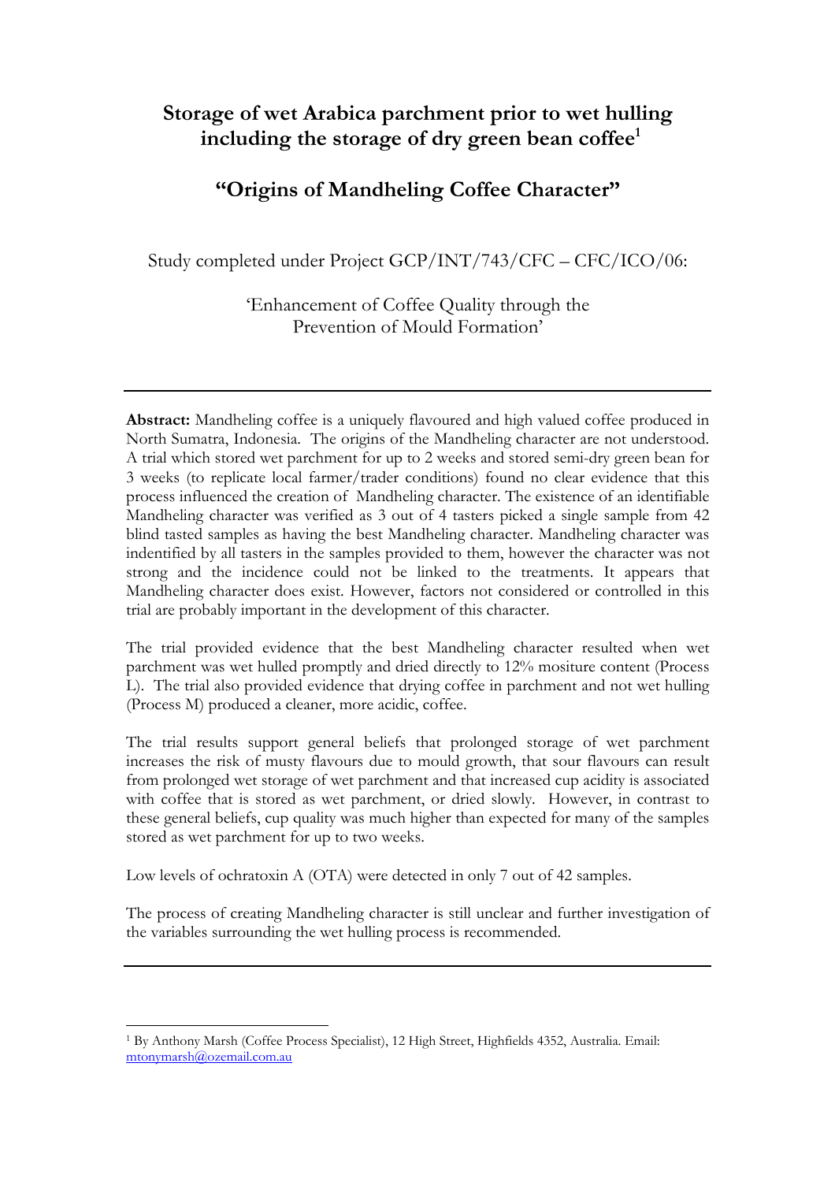# Storage of wet Arabica parchment prior to wet hulling including the storage of dry green bean coffee[1]

## "Origins of Mandheling Coffee Character"

Study completed under Project GCP/INT/743/CFC – CFC/ICO/06:

'Enhancement of Coffee Quality through the Prevention of Mould Formation'

---

**Abstract:** Mandheling coffee is a uniquely flavoured and high valued coffee produced in North Sumatra, Indonesia. The origins of the Mandheling character are not understood. A trial which stored wet parchment for up to 2 weeks and stored semi-dry green bean for 3 weeks (to replicate local farmer/trader conditions) found no clear evidence that this process influenced the creation of Mandheling character. The existence of an identifiable Mandheling character was verified as 3 out of 4 tasters picked a single sample from 42 blind tasted samples as having the best Mandheling character. Mandheling character was indentified by all tasters in the samples provided to them, however the character was not strong and the incidence could not be linked to the treatments. It appears that Mandheling character does exist. However, factors not considered or controlled in this trial are probably important in the development of this character.

The trial provided evidence that the best Mandheling character resulted when wet parchment was wet hulled promptly and dried directly to 12% mositure content (Process L). The trial also provided evidence that drying coffee in parchment and not wet hulling (Process M) produced a cleaner, more acidic, coffee.

The trial results support general beliefs that prolonged storage of wet parchment increases the risk of musty flavours due to mould growth, that sour flavours can result from prolonged wet storage of wet parchment and that increased cup acidity is associated with coffee that is stored as wet parchment, or dried slowly. However, in contrast to these general beliefs, cup quality was much higher than expected for many of the samples stored as wet parchment for up to two weeks.

Low levels of ochratoxin A (OTA) were detected in only 7 out of 42 samples.

The process of creating Mandheling character is still unclear and further investigation of the variables surrounding the wet hulling process is recommended.

---

[1] By Anthony Marsh (Coffee Process Specialist), 12 High Street, Highfields 4352, Australia. Email: mtonymarsh@ozemail.com.au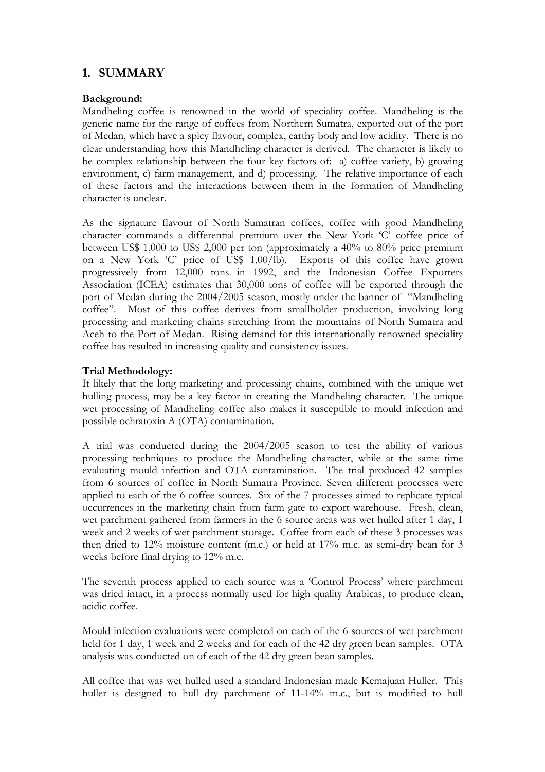## 1. SUMMARY

**Background:**

Mandheling coffee is renowned in the world of speciality coffee. Mandheling is the generic name for the range of coffees from Northern Sumatra, exported out of the port of Medan, which have a spicy flavour, complex, earthy body and low acidity. There is no clear understanding how this Mandheling character is derived. The character is likely to be complex relationship between the four key factors of: a) coffee variety, b) growing environment, c) farm management, and d) processing. The relative importance of each of these factors and the interactions between them in the formation of Mandheling character is unclear.

As the signature flavour of North Sumatran coffees, coffee with good Mandheling character commands a differential premium over the New York 'C' coffee price of between US$ 1,000 to US$ 2,000 per ton (approximately a 40% to 80% price premium on a New York 'C' price of US$ 1.00/lb). Exports of this coffee have grown progressively from 12,000 tons in 1992, and the Indonesian Coffee Exporters Association (ICEA) estimates that 30,000 tons of coffee will be exported through the port of Medan during the 2004/2005 season, mostly under the banner of "Mandheling coffee". Most of this coffee derives from smallholder production, involving long processing and marketing chains stretching from the mountains of North Sumatra and Aceh to the Port of Medan. Rising demand for this internationally renowned speciality coffee has resulted in increasing quality and consistency issues.

**Trial Methodology:**

It likely that the long marketing and processing chains, combined with the unique wet hulling process, may be a key factor in creating the Mandheling character. The unique wet processing of Mandheling coffee also makes it susceptible to mould infection and possible ochratoxin A (OTA) contamination.

A trial was conducted during the 2004/2005 season to test the ability of various processing techniques to produce the Mandheling character, while at the same time evaluating mould infection and OTA contamination. The trial produced 42 samples from 6 sources of coffee in North Sumatra Province. Seven different processes were applied to each of the 6 coffee sources. Six of the 7 processes aimed to replicate typical occurrences in the marketing chain from farm gate to export warehouse. Fresh, clean, wet parchment gathered from farmers in the 6 source areas was wet hulled after 1 day, 1 week and 2 weeks of wet parchment storage. Coffee from each of these 3 processes was then dried to 12% moisture content (m.c.) or held at 17% m.c. as semi-dry bean for 3 weeks before final drying to 12% m.c.

The seventh process applied to each source was a 'Control Process' where parchment was dried intact, in a process normally used for high quality Arabicas, to produce clean, acidic coffee.

Mould infection evaluations were completed on each of the 6 sources of wet parchment held for 1 day, 1 week and 2 weeks and for each of the 42 dry green bean samples. OTA analysis was conducted on of each of the 42 dry green bean samples.

All coffee that was wet hulled used a standard Indonesian made Kemajuan Huller. This huller is designed to hull dry parchment of 11-14% m.c., but is modified to hull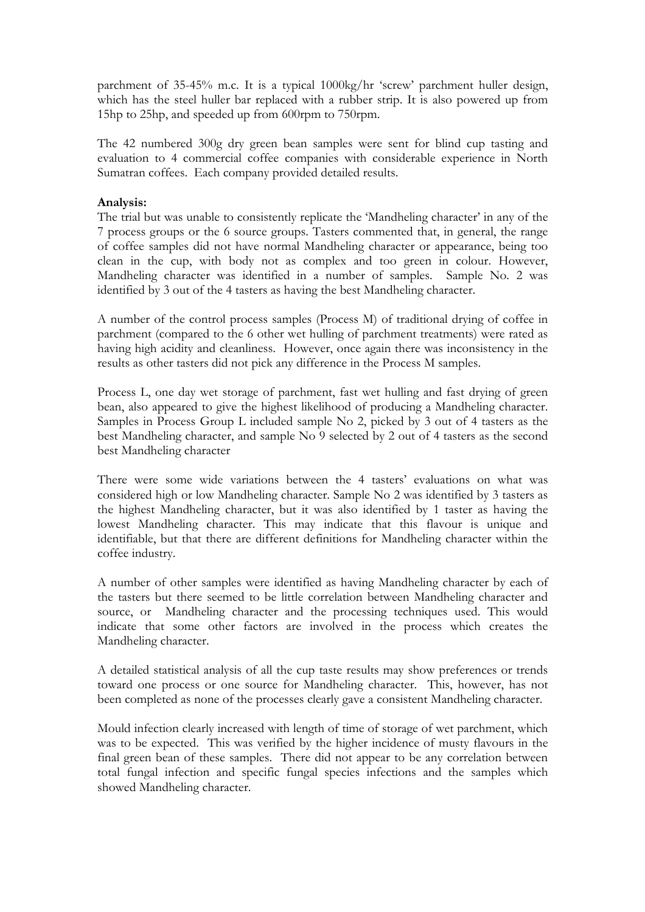parchment of 35-45% m.c. It is a typical 1000kg/hr 'screw' parchment huller design, which has the steel huller bar replaced with a rubber strip. It is also powered up from 15hp to 25hp, and speeded up from 600rpm to 750rpm.

The 42 numbered 300g dry green bean samples were sent for blind cup tasting and evaluation to 4 commercial coffee companies with considerable experience in North Sumatran coffees. Each company provided detailed results.

**Analysis:**
The trial but was unable to consistently replicate the 'Mandheling character' in any of the 7 process groups or the 6 source groups. Tasters commented that, in general, the range of coffee samples did not have normal Mandheling character or appearance, being too clean in the cup, with body not as complex and too green in colour. However, Mandheling character was identified in a number of samples. Sample No. 2 was identified by 3 out of the 4 tasters as having the best Mandheling character.

A number of the control process samples (Process M) of traditional drying of coffee in parchment (compared to the 6 other wet hulling of parchment treatments) were rated as having high acidity and cleanliness. However, once again there was inconsistency in the results as other tasters did not pick any difference in the Process M samples.

Process L, one day wet storage of parchment, fast wet hulling and fast drying of green bean, also appeared to give the highest likelihood of producing a Mandheling character. Samples in Process Group L included sample No 2, picked by 3 out of 4 tasters as the best Mandheling character, and sample No 9 selected by 2 out of 4 tasters as the second best Mandheling character

There were some wide variations between the 4 tasters' evaluations on what was considered high or low Mandheling character. Sample No 2 was identified by 3 tasters as the highest Mandheling character, but it was also identified by 1 taster as having the lowest Mandheling character. This may indicate that this flavour is unique and identifiable, but that there are different definitions for Mandheling character within the coffee industry.

A number of other samples were identified as having Mandheling character by each of the tasters but there seemed to be little correlation between Mandheling character and source, or Mandheling character and the processing techniques used. This would indicate that some other factors are involved in the process which creates the Mandheling character.

A detailed statistical analysis of all the cup taste results may show preferences or trends toward one process or one source for Mandheling character. This, however, has not been completed as none of the processes clearly gave a consistent Mandheling character.

Mould infection clearly increased with length of time of storage of wet parchment, which was to be expected. This was verified by the higher incidence of musty flavours in the final green bean of these samples. There did not appear to be any correlation between total fungal infection and specific fungal species infections and the samples which showed Mandheling character.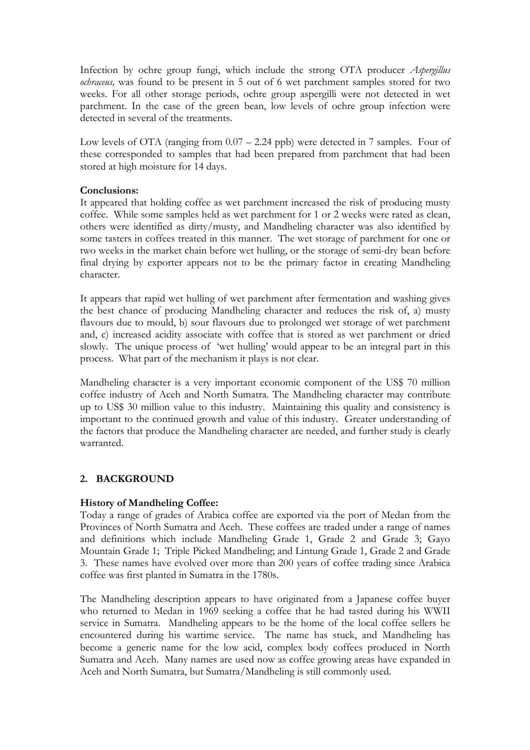Infection by ochre group fungi, which include the strong OTA producer *Aspergillus ochraceus,* was found to be present in 5 out of 6 wet parchment samples stored for two weeks. For all other storage periods, ochre group aspergilli were not detected in wet parchment. In the case of the green bean, low levels of ochre group infection were detected in several of the treatments.

Low levels of OTA (ranging from 0.07 – 2.24 ppb) were detected in 7 samples. Four of these corresponded to samples that had been prepared from parchment that had been stored at high moisture for 14 days.

**Conclusions:**

It appeared that holding coffee as wet parchment increased the risk of producing musty coffee. While some samples held as wet parchment for 1 or 2 weeks were rated as clean, others were identified as dirty/musty, and Mandheling character was also identified by some tasters in coffees treated in this manner. The wet storage of parchment for one or two weeks in the market chain before wet hulling, or the storage of semi-dry bean before final drying by exporter appears not to be the primary factor in creating Mandheling character.

It appears that rapid wet hulling of wet parchment after fermentation and washing gives the best chance of producing Mandheling character and reduces the risk of, a) musty flavours due to mould, b) sour flavours due to prolonged wet storage of wet parchment and, c) increased acidity associate with coffee that is stored as wet parchment or dried slowly. The unique process of 'wet hulling' would appear to be an integral part in this process. What part of the mechanism it plays is not clear.

Mandheling character is a very important economic component of the US$ 70 million coffee industry of Aceh and North Sumatra. The Mandheling character may contribute up to US$ 30 million value to this industry. Maintaining this quality and consistency is important to the continued growth and value of this industry. Greater understanding of the factors that produce the Mandheling character are needed, and further study is clearly warranted.

## 2. BACKGROUND

**History of Mandheling Coffee:**

Today a range of grades of Arabica coffee are exported via the port of Medan from the Provinces of North Sumatra and Aceh. These coffees are traded under a range of names and definitions which include Mandheling Grade 1, Grade 2 and Grade 3; Gayo Mountain Grade 1; Triple Picked Mandheling; and Lintung Grade 1, Grade 2 and Grade 3. These names have evolved over more than 200 years of coffee trading since Arabica coffee was first planted in Sumatra in the 1780s.

The Mandheling description appears to have originated from a Japanese coffee buyer who returned to Medan in 1969 seeking a coffee that he had tasted during his WWII service in Sumatra. Mandheling appears to be the home of the local coffee sellers he encountered during his wartime service. The name has stuck, and Mandheling has become a generic name for the low acid, complex body coffees produced in North Sumatra and Aceh. Many names are used now as coffee growing areas have expanded in Aceh and North Sumatra, but Sumatra/Mandheling is still commonly used.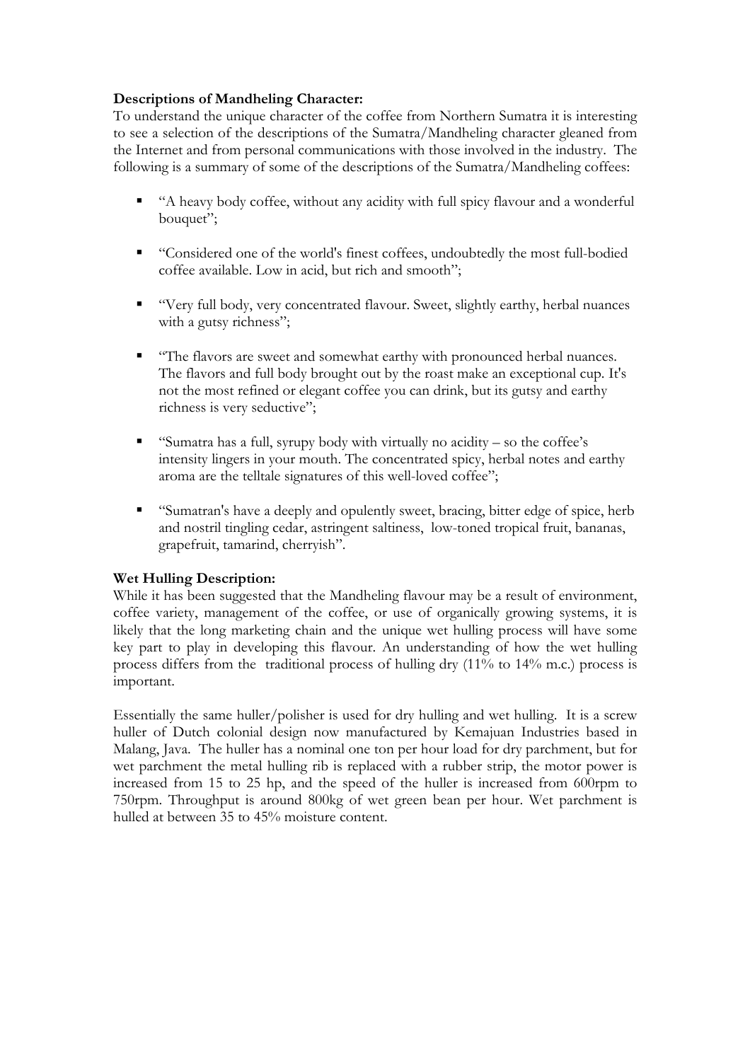**Descriptions of Mandheling Character:**

To understand the unique character of the coffee from Northern Sumatra it is interesting to see a selection of the descriptions of the Sumatra/Mandheling character gleaned from the Internet and from personal communications with those involved in the industry. The following is a summary of some of the descriptions of the Sumatra/Mandheling coffees:

- "A heavy body coffee, without any acidity with full spicy flavour and a wonderful bouquet";
- "Considered one of the world's finest coffees, undoubtedly the most full-bodied coffee available. Low in acid, but rich and smooth";
- "Very full body, very concentrated flavour. Sweet, slightly earthy, herbal nuances with a gutsy richness";
- "The flavors are sweet and somewhat earthy with pronounced herbal nuances. The flavors and full body brought out by the roast make an exceptional cup. It's not the most refined or elegant coffee you can drink, but its gutsy and earthy richness is very seductive";
- "Sumatra has a full, syrupy body with virtually no acidity – so the coffee's intensity lingers in your mouth. The concentrated spicy, herbal notes and earthy aroma are the telltale signatures of this well-loved coffee";
- "Sumatran's have a deeply and opulently sweet, bracing, bitter edge of spice, herb and nostril tingling cedar, astringent saltiness, low-toned tropical fruit, bananas, grapefruit, tamarind, cherryish".

**Wet Hulling Description:**

While it has been suggested that the Mandheling flavour may be a result of environment, coffee variety, management of the coffee, or use of organically growing systems, it is likely that the long marketing chain and the unique wet hulling process will have some key part to play in developing this flavour. An understanding of how the wet hulling process differs from the traditional process of hulling dry (11% to 14% m.c.) process is important.

Essentially the same huller/polisher is used for dry hulling and wet hulling. It is a screw huller of Dutch colonial design now manufactured by Kemajuan Industries based in Malang, Java. The huller has a nominal one ton per hour load for dry parchment, but for wet parchment the metal hulling rib is replaced with a rubber strip, the motor power is increased from 15 to 25 hp, and the speed of the huller is increased from 600rpm to 750rpm. Throughput is around 800kg of wet green bean per hour. Wet parchment is hulled at between 35 to 45% moisture content.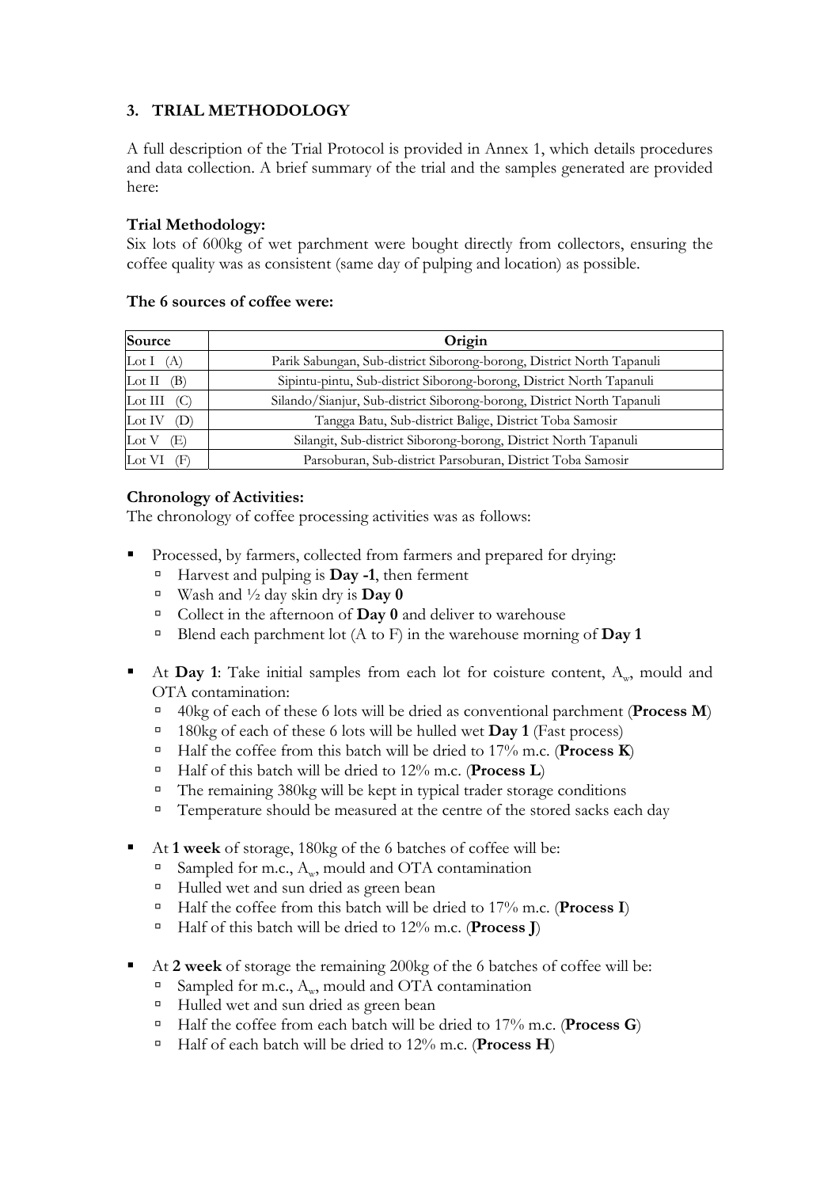## 3. TRIAL METHODOLOGY

A full description of the Trial Protocol is provided in Annex 1, which details procedures and data collection. A brief summary of the trial and the samples generated are provided here:

**Trial Methodology:**
Six lots of 600kg of wet parchment were bought directly from collectors, ensuring the coffee quality was as consistent (same day of pulping and location) as possible.

**The 6 sources of coffee were:**

| Source | Origin |
|---|---|
| Lot I (A) | Parik Sabungan, Sub-district Siborong-borong, District North Tapanuli |
| Lot II (B) | Sipintu-pintu, Sub-district Siborong-borong, District North Tapanuli |
| Lot III (C) | Silando/Sianjur, Sub-district Siborong-borong, District North Tapanuli |
| Lot IV (D) | Tangga Batu, Sub-district Balige, District Toba Samosir |
| Lot V (E) | Silangit, Sub-district Siborong-borong, District North Tapanuli |
| Lot VI (F) | Parsoburan, Sub-district Parsoburan, District Toba Samosir |

**Chronology of Activities:**
The chronology of coffee processing activities was as follows:

- Processed, by farmers, collected from farmers and prepared for drying:
  - Harvest and pulping is **Day -1**, then ferment
  - Wash and ½ day skin dry is **Day 0**
  - Collect in the afternoon of **Day 0** and deliver to warehouse
  - Blend each parchment lot (A to F) in the warehouse morning of **Day 1**

- At **Day 1**: Take initial samples from each lot for coisture content, $A_w$, mould and OTA contamination:
  - 40kg of each of these 6 lots will be dried as conventional parchment (**Process M**)
  - 180kg of each of these 6 lots will be hulled wet **Day 1** (Fast process)
  - Half the coffee from this batch will be dried to 17% m.c. (**Process K**)
  - Half of this batch will be dried to 12% m.c. (**Process L**)
  - The remaining 380kg will be kept in typical trader storage conditions
  - Temperature should be measured at the centre of the stored sacks each day

- At **1 week** of storage, 180kg of the 6 batches of coffee will be:
  - Sampled for m.c., $A_w$, mould and OTA contamination
  - Hulled wet and sun dried as green bean
  - Half the coffee from this batch will be dried to 17% m.c. (**Process I**)
  - Half of this batch will be dried to 12% m.c. (**Process J**)

- At **2 week** of storage the remaining 200kg of the 6 batches of coffee will be:
  - Sampled for m.c., $A_w$, mould and OTA contamination
  - Hulled wet and sun dried as green bean
  - Half the coffee from each batch will be dried to 17% m.c. (**Process G**)
  - Half of each batch will be dried to 12% m.c. (**Process H**)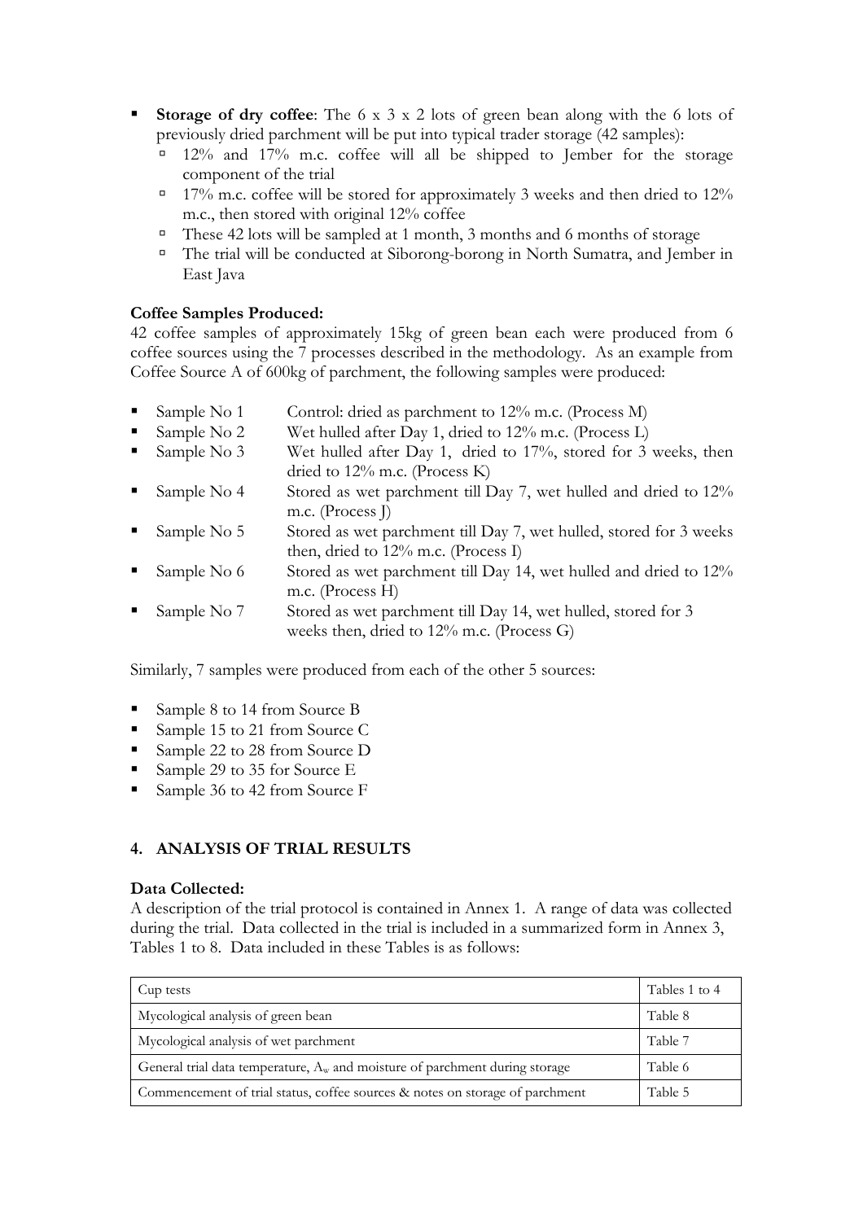- **Storage of dry coffee**: The 6 x 3 x 2 lots of green bean along with the 6 lots of previously dried parchment will be put into typical trader storage (42 samples):
  - 12% and 17% m.c. coffee will all be shipped to Jember for the storage component of the trial
  - 17% m.c. coffee will be stored for approximately 3 weeks and then dried to 12% m.c., then stored with original 12% coffee
  - These 42 lots will be sampled at 1 month, 3 months and 6 months of storage
  - The trial will be conducted at Siborong-borong in North Sumatra, and Jember in East Java

**Coffee Samples Produced:**

42 coffee samples of approximately 15kg of green bean each were produced from 6 coffee sources using the 7 processes described in the methodology. As an example from Coffee Source A of 600kg of parchment, the following samples were produced:

- Sample No 1 Control: dried as parchment to 12% m.c. (Process M)
- Sample No 2 Wet hulled after Day 1, dried to 12% m.c. (Process L)
- Sample No 3 Wet hulled after Day 1, dried to 17%, stored for 3 weeks, then dried to 12% m.c. (Process K)
- Sample No 4 Stored as wet parchment till Day 7, wet hulled and dried to 12% m.c. (Process J)
- Sample No 5 Stored as wet parchment till Day 7, wet hulled, stored for 3 weeks then, dried to 12% m.c. (Process I)
- Sample No 6 Stored as wet parchment till Day 14, wet hulled and dried to 12% m.c. (Process H)
- Sample No 7 Stored as wet parchment till Day 14, wet hulled, stored for 3 weeks then, dried to 12% m.c. (Process G)

Similarly, 7 samples were produced from each of the other 5 sources:

- Sample 8 to 14 from Source B
- Sample 15 to 21 from Source C
- Sample 22 to 28 from Source D
- Sample 29 to 35 for Source E
- Sample 36 to 42 from Source F

## 4. ANALYSIS OF TRIAL RESULTS

**Data Collected:**

A description of the trial protocol is contained in Annex 1. A range of data was collected during the trial. Data collected in the trial is included in a summarized form in Annex 3, Tables 1 to 8. Data included in these Tables is as follows:

| | |
|---|---|
| Cup tests | Tables 1 to 4 |
| Mycological analysis of green bean | Table 8 |
| Mycological analysis of wet parchment | Table 7 |
| General trial data temperature, $A_w$ and moisture of parchment during storage | Table 6 |
| Commencement of trial status, coffee sources & notes on storage of parchment | Table 5 |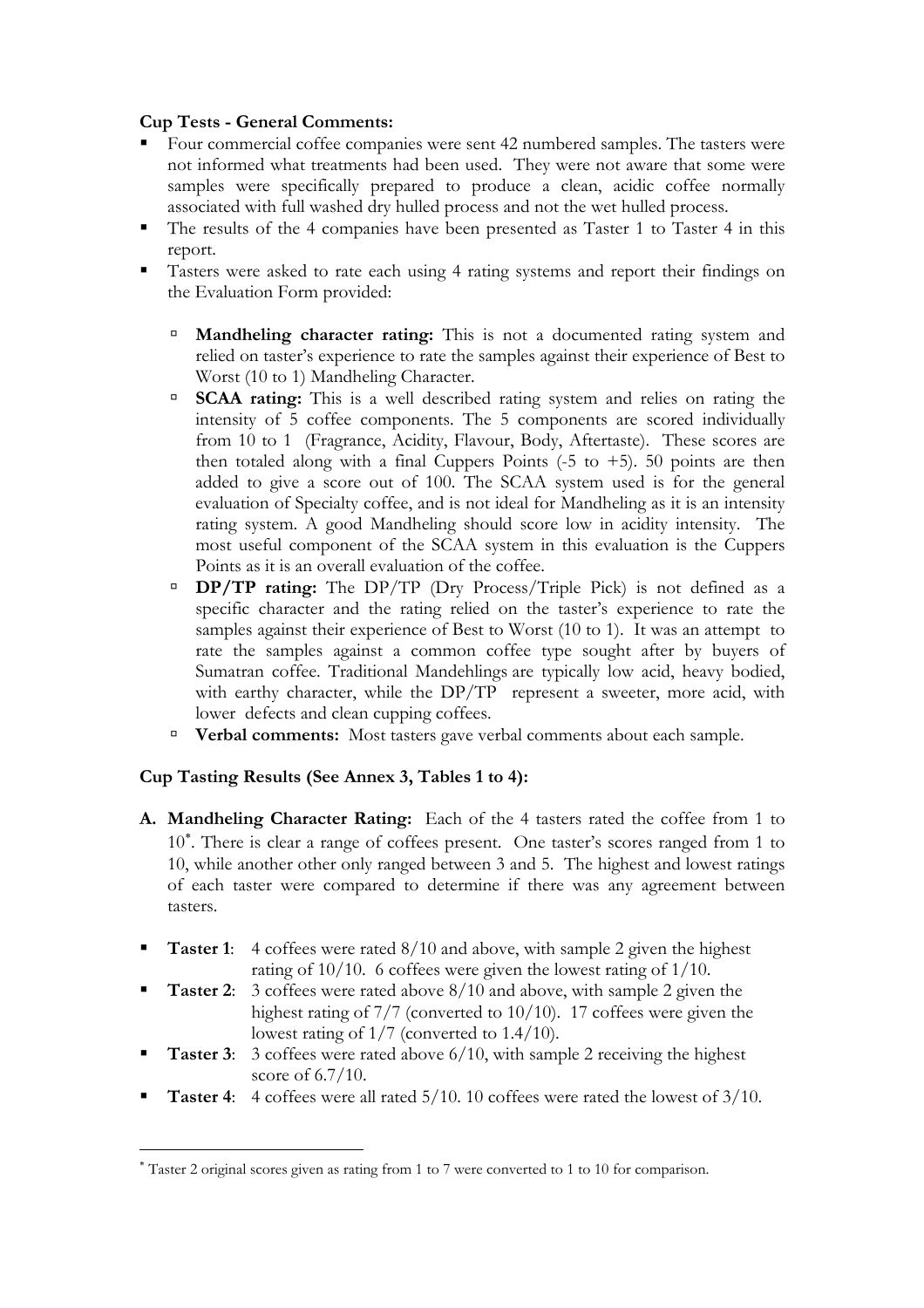**Cup Tests - General Comments:**

- Four commercial coffee companies were sent 42 numbered samples. The tasters were not informed what treatments had been used. They were not aware that some were samples were specifically prepared to produce a clean, acidic coffee normally associated with full washed dry hulled process and not the wet hulled process.
- The results of the 4 companies have been presented as Taster 1 to Taster 4 in this report.
- Tasters were asked to rate each using 4 rating systems and report their findings on the Evaluation Form provided:
  - **Mandheling character rating:** This is not a documented rating system and relied on taster's experience to rate the samples against their experience of Best to Worst (10 to 1) Mandheling Character.
  - **SCAA rating:** This is a well described rating system and relies on rating the intensity of 5 coffee components. The 5 components are scored individually from 10 to 1 (Fragrance, Acidity, Flavour, Body, Aftertaste). These scores are then totaled along with a final Cuppers Points (-5 to +5). 50 points are then added to give a score out of 100. The SCAA system used is for the general evaluation of Specialty coffee, and is not ideal for Mandheling as it is an intensity rating system. A good Mandheling should score low in acidity intensity. The most useful component of the SCAA system in this evaluation is the Cuppers Points as it is an overall evaluation of the coffee.
  - **DP/TP rating:** The DP/TP (Dry Process/Triple Pick) is not defined as a specific character and the rating relied on the taster's experience to rate the samples against their experience of Best to Worst (10 to 1). It was an attempt to rate the samples against a common coffee type sought after by buyers of Sumatran coffee. Traditional Mandehlings are typically low acid, heavy bodied, with earthy character, while the DP/TP represent a sweeter, more acid, with lower defects and clean cupping coffees.
  - **Verbal comments:** Most tasters gave verbal comments about each sample.

**Cup Tasting Results (See Annex 3, Tables 1 to 4):**

**A. Mandheling Character Rating:** Each of the 4 tasters rated the coffee from 1 to 10*. There is clear a range of coffees present. One taster's scores ranged from 1 to 10, while another other only ranged between 3 and 5. The highest and lowest ratings of each taster were compared to determine if there was any agreement between tasters.

- **Taster 1**: 4 coffees were rated 8/10 and above, with sample 2 given the highest rating of 10/10. 6 coffees were given the lowest rating of 1/10.
- **Taster 2**: 3 coffees were rated above 8/10 and above, with sample 2 given the highest rating of 7/7 (converted to 10/10). 17 coffees were given the lowest rating of 1/7 (converted to 1.4/10).
- **Taster 3**: 3 coffees were rated above 6/10, with sample 2 receiving the highest score of 6.7/10.
- **Taster 4**: 4 coffees were all rated 5/10. 10 coffees were rated the lowest of 3/10.

---

* Taster 2 original scores given as rating from 1 to 7 were converted to 1 to 10 for comparison.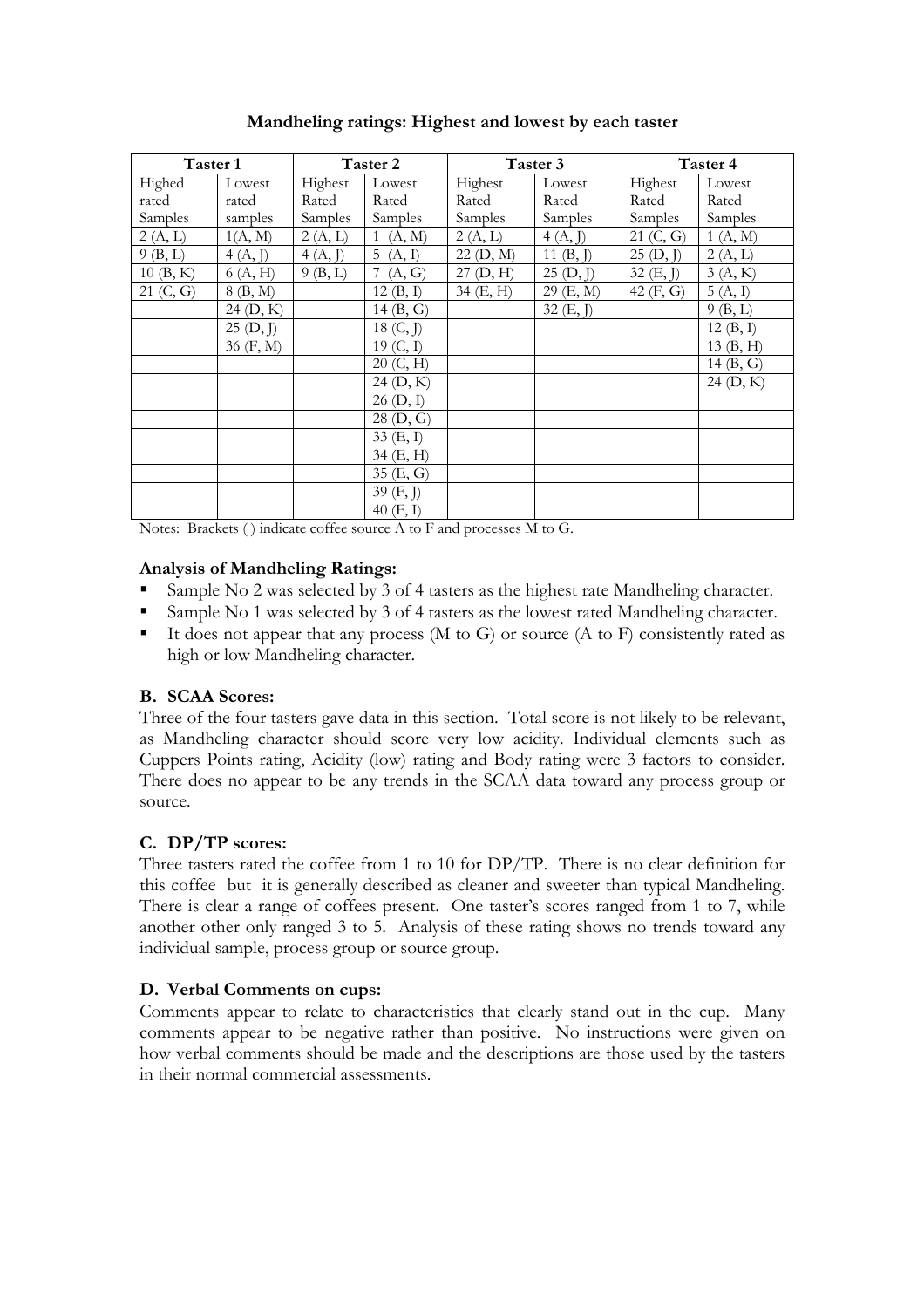**Mandheling ratings: Highest and lowest by each taster**

| Taster 1 | | Taster 2 | | Taster 3 | | Taster 4 | |
|---|---|---|---|---|---|---|---|
| Highed rated Samples | Lowest rated samples | Highest Rated Samples | Lowest Rated Samples | Highest Rated Samples | Lowest Rated Samples | Highest Rated Samples | Lowest Rated Samples |
| 2 (A, L) | 1(A, M) | 2 (A, L) | 1 (A, M) | 2 (A, L) | 4 (A, J) | 21 (C, G) | 1 (A, M) |
| 9 (B, L) | 4 (A, J) | 4 (A, J) | 5 (A, I) | 22 (D, M) | 11 (B, J) | 25 (D, J) | 2 (A, L) |
| 10 (B, K) | 6 (A, H) | 9 (B, L) | 7 (A, G) | 27 (D, H) | 25 (D, J) | 32 (E, J) | 3 (A, K) |
| 21 (C, G) | 8 (B, M) | | 12 (B, I) | 34 (E, H) | 29 (E, M) | 42 (F, G) | 5 (A, I) |
| | 24 (D, K) | | 14 (B, G) | | 32 (E, J) | | 9 (B, L) |
| | 25 (D, J) | | 18 (C, J) | | | | 12 (B, I) |
| | 36 (F, M) | | 19 (C, I) | | | | 13 (B, H) |
| | | | 20 (C, H) | | | | 14 (B, G) |
| | | | 24 (D, K) | | | | 24 (D, K) |
| | | | 26 (D, I) | | | | |
| | | | 28 (D, G) | | | | |
| | | | 33 (E, I) | | | | |
| | | | 34 (E, H) | | | | |
| | | | 35 (E, G) | | | | |
| | | | 39 (F, J) | | | | |
| | | | 40 (F, I) | | | | |

Notes: Brackets ( ) indicate coffee source A to F and processes M to G.

### Analysis of Mandheling Ratings:

- Sample No 2 was selected by 3 of 4 tasters as the highest rate Mandheling character.
- Sample No 1 was selected by 3 of 4 tasters as the lowest rated Mandheling character.
- It does not appear that any process (M to G) or source (A to F) consistently rated as high or low Mandheling character.

### B. SCAA Scores:

Three of the four tasters gave data in this section. Total score is not likely to be relevant, as Mandheling character should score very low acidity. Individual elements such as Cuppers Points rating, Acidity (low) rating and Body rating were 3 factors to consider. There does no appear to be any trends in the SCAA data toward any process group or source.

### C. DP/TP scores:

Three tasters rated the coffee from 1 to 10 for DP/TP. There is no clear definition for this coffee but it is generally described as cleaner and sweeter than typical Mandheling. There is clear a range of coffees present. One taster's scores ranged from 1 to 7, while another other only ranged 3 to 5. Analysis of these rating shows no trends toward any individual sample, process group or source group.

### D. Verbal Comments on cups:

Comments appear to relate to characteristics that clearly stand out in the cup. Many comments appear to be negative rather than positive. No instructions were given on how verbal comments should be made and the descriptions are those used by the tasters in their normal commercial assessments.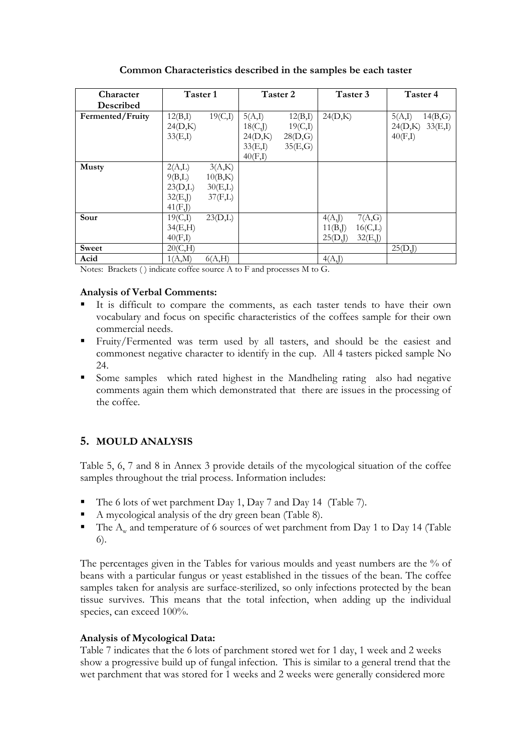**Common Characteristics described in the samples be each taster**

| Character Described | Taster 1 | Taster 2 | Taster 3 | Taster 4 |
|---|---|---|---|---|
| **Fermented/Fruity** | 12(B,I) 19(C,I) 24(D,K) 33(E,I) | 5(A,I) 12(B,I) 18(C,J) 19(C,I) 24(D,K) 28(D,G) 33(E,I) 35(E,G) 40(F,I) | 24(D,K) | 5(A,I) 14(B,G) 24(D,K) 33(E,I) 40(F,I) |
| **Musty** | 2(A,L) 3(A,K) 9(B,L) 10(B,K) 23(D,L) 30(E,L) 32(E,J) 37(F,L) 41(F,J) | | | |
| **Sour** | 19(C,I) 23(D,L) 34(E,H) 40(F,I) | | 4(A,J) 7(A,G) 11(B,J) 16(C,L) 25(D,J) 32(E,J) | |
| **Sweet** | 20(C,H) | | | 25(D,J) |
| **Acid** | 1(A,M) 6(A,H) | | 4(A,J) | |

Notes: Brackets ( ) indicate coffee source A to F and processes M to G.

**Analysis of Verbal Comments:**

- It is difficult to compare the comments, as each taster tends to have their own vocabulary and focus on specific characteristics of the coffees sample for their own commercial needs.
- Fruity/Fermented was term used by all tasters, and should be the easiest and commonest negative character to identify in the cup. All 4 tasters picked sample No 24.
- Some samples which rated highest in the Mandheling rating also had negative comments again them which demonstrated that there are issues in the processing of the coffee.

## 5. MOULD ANALYSIS

Table 5, 6, 7 and 8 in Annex 3 provide details of the mycological situation of the coffee samples throughout the trial process. Information includes:

- The 6 lots of wet parchment Day 1, Day 7 and Day 14 (Table 7).
- A mycological analysis of the dry green bean (Table 8).
- The $A_w$ and temperature of 6 sources of wet parchment from Day 1 to Day 14 (Table 6).

The percentages given in the Tables for various moulds and yeast numbers are the % of beans with a particular fungus or yeast established in the tissues of the bean. The coffee samples taken for analysis are surface-sterilized, so only infections protected by the bean tissue survives. This means that the total infection, when adding up the individual species, can exceed 100%.

**Analysis of Mycological Data:**

Table 7 indicates that the 6 lots of parchment stored wet for 1 day, 1 week and 2 weeks show a progressive build up of fungal infection. This is similar to a general trend that the wet parchment that was stored for 1 weeks and 2 weeks were generally considered more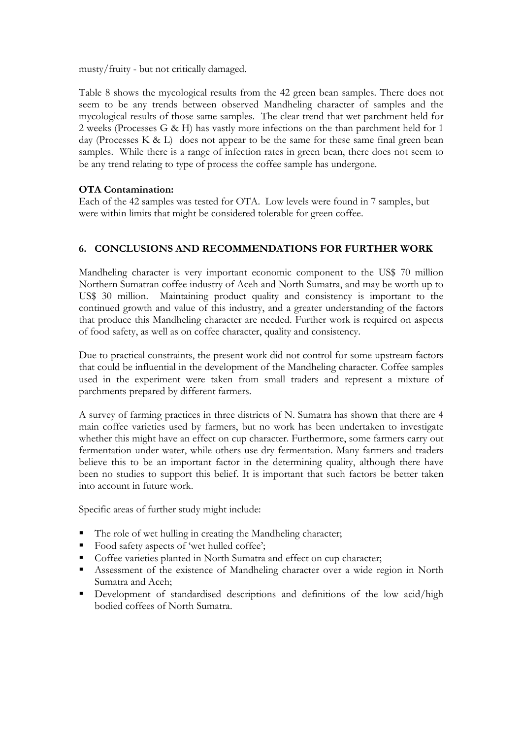musty/fruity - but not critically damaged.

Table 8 shows the mycological results from the 42 green bean samples. There does not seem to be any trends between observed Mandheling character of samples and the mycological results of those same samples. The clear trend that wet parchment held for 2 weeks (Processes G & H) has vastly more infections on the than parchment held for 1 day (Processes K & L) does not appear to be the same for these same final green bean samples. While there is a range of infection rates in green bean, there does not seem to be any trend relating to type of process the coffee sample has undergone.

**OTA Contamination:**
Each of the 42 samples was tested for OTA. Low levels were found in 7 samples, but were within limits that might be considered tolerable for green coffee.

## 6. CONCLUSIONS AND RECOMMENDATIONS FOR FURTHER WORK

Mandheling character is very important economic component to the US$ 70 million Northern Sumatran coffee industry of Aceh and North Sumatra, and may be worth up to US$ 30 million. Maintaining product quality and consistency is important to the continued growth and value of this industry, and a greater understanding of the factors that produce this Mandheling character are needed. Further work is required on aspects of food safety, as well as on coffee character, quality and consistency.

Due to practical constraints, the present work did not control for some upstream factors that could be influential in the development of the Mandheling character. Coffee samples used in the experiment were taken from small traders and represent a mixture of parchments prepared by different farmers.

A survey of farming practices in three districts of N. Sumatra has shown that there are 4 main coffee varieties used by farmers, but no work has been undertaken to investigate whether this might have an effect on cup character. Furthermore, some farmers carry out fermentation under water, while others use dry fermentation. Many farmers and traders believe this to be an important factor in the determining quality, although there have been no studies to support this belief. It is important that such factors be better taken into account in future work.

Specific areas of further study might include:

- The role of wet hulling in creating the Mandheling character;
- Food safety aspects of 'wet hulled coffee';
- Coffee varieties planted in North Sumatra and effect on cup character;
- Assessment of the existence of Mandheling character over a wide region in North Sumatra and Aceh;
- Development of standardised descriptions and definitions of the low acid/high bodied coffees of North Sumatra.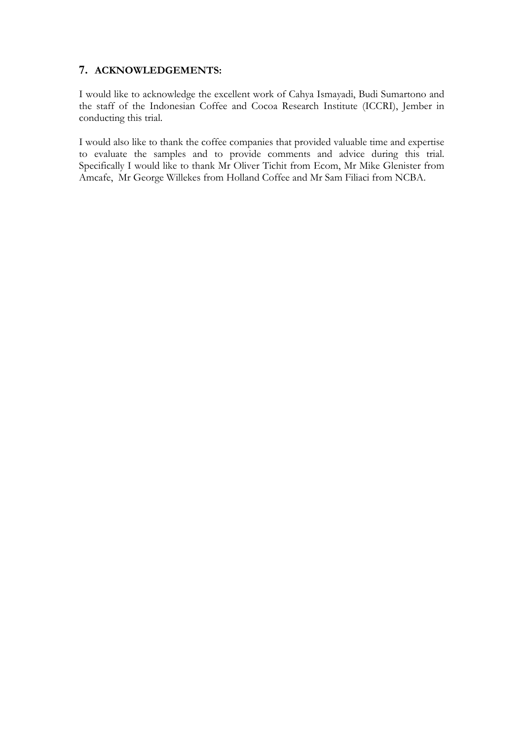## 7. ACKNOWLEDGEMENTS:

I would like to acknowledge the excellent work of Cahya Ismayadi, Budi Sumartono and the staff of the Indonesian Coffee and Cocoa Research Institute (ICCRI), Jember in conducting this trial.

I would also like to thank the coffee companies that provided valuable time and expertise to evaluate the samples and to provide comments and advice during this trial. Specifically I would like to thank Mr Oliver Tichit from Ecom, Mr Mike Glenister from Amcafe, Mr George Willekes from Holland Coffee and Mr Sam Filiaci from NCBA.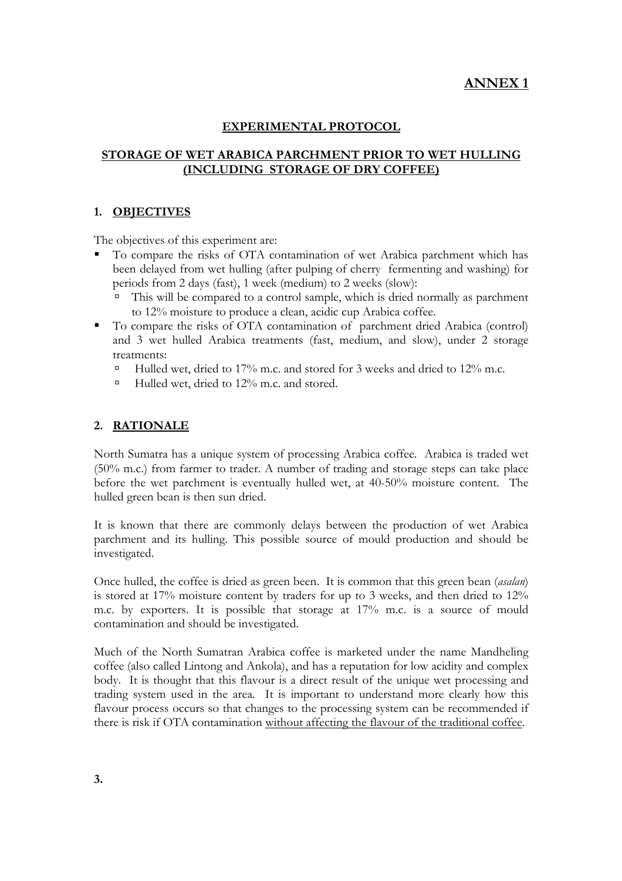# ANNEX 1

## EXPERIMENTAL PROTOCOL

## STORAGE OF WET ARABICA PARCHMENT PRIOR TO WET HULLING (INCLUDING STORAGE OF DRY COFFEE)

### 1. OBJECTIVES

The objectives of this experiment are:

- To compare the risks of OTA contamination of wet Arabica parchment which has been delayed from wet hulling (after pulping of cherry fermenting and washing) for periods from 2 days (fast), 1 week (medium) to 2 weeks (slow):
  - This will be compared to a control sample, which is dried normally as parchment to 12% moisture to produce a clean, acidic cup Arabica coffee.
- To compare the risks of OTA contamination of parchment dried Arabica (control) and 3 wet hulled Arabica treatments (fast, medium, and slow), under 2 storage treatments:
  - Hulled wet, dried to 17% m.c. and stored for 3 weeks and dried to 12% m.c.
  - Hulled wet, dried to 12% m.c. and stored.

### 2. RATIONALE

North Sumatra has a unique system of processing Arabica coffee. Arabica is traded wet (50% m.c.) from farmer to trader. A number of trading and storage steps can take place before the wet parchment is eventually hulled wet, at 40-50% moisture content. The hulled green bean is then sun dried.

It is known that there are commonly delays between the production of wet Arabica parchment and its hulling. This possible source of mould production and should be investigated.

Once hulled, the coffee is dried as green been. It is common that this green bean (*asalan*) is stored at 17% moisture content by traders for up to 3 weeks, and then dried to 12% m.c. by exporters. It is possible that storage at 17% m.c. is a source of mould contamination and should be investigated.

Much of the North Sumatran Arabica coffee is marketed under the name Mandheling coffee (also called Lintong and Ankola), and has a reputation for low acidity and complex body. It is thought that this flavour is a direct result of the unique wet processing and trading system used in the area. It is important to understand more clearly how this flavour process occurs so that changes to the processing system can be recommended if there is risk if OTA contamination without affecting the flavour of the traditional coffee.

### 3.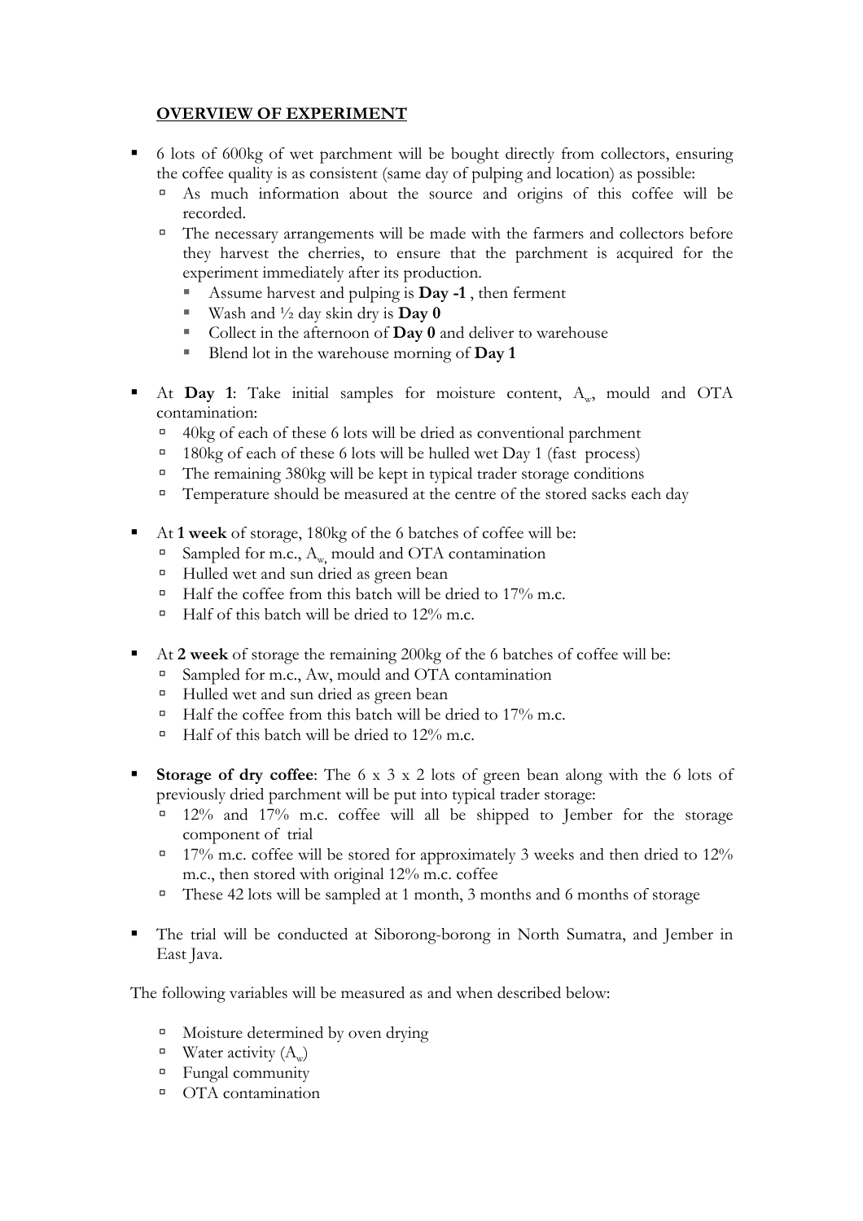## **OVERVIEW OF EXPERIMENT**

- 6 lots of 600kg of wet parchment will be bought directly from collectors, ensuring the coffee quality is as consistent (same day of pulping and location) as possible:
  - As much information about the source and origins of this coffee will be recorded.
  - The necessary arrangements will be made with the farmers and collectors before they harvest the cherries, to ensure that the parchment is acquired for the experiment immediately after its production.
    - Assume harvest and pulping is **Day -1** , then ferment
    - Wash and ½ day skin dry is **Day 0**
    - Collect in the afternoon of **Day 0** and deliver to warehouse
    - Blend lot in the warehouse morning of **Day 1**

- At **Day 1**: Take initial samples for moisture content, $A_w$, mould and OTA contamination:
  - 40kg of each of these 6 lots will be dried as conventional parchment
  - 180kg of each of these 6 lots will be hulled wet Day 1 (fast process)
  - The remaining 380kg will be kept in typical trader storage conditions
  - Temperature should be measured at the centre of the stored sacks each day

- At **1 week** of storage, 180kg of the 6 batches of coffee will be:
  - Sampled for m.c., $A_w$, mould and OTA contamination
  - Hulled wet and sun dried as green bean
  - Half the coffee from this batch will be dried to 17% m.c.
  - Half of this batch will be dried to 12% m.c.

- At **2 week** of storage the remaining 200kg of the 6 batches of coffee will be:
  - Sampled for m.c., Aw, mould and OTA contamination
  - Hulled wet and sun dried as green bean
  - Half the coffee from this batch will be dried to 17% m.c.
  - Half of this batch will be dried to 12% m.c.

- **Storage of dry coffee**: The 6 x 3 x 2 lots of green bean along with the 6 lots of previously dried parchment will be put into typical trader storage:
  - 12% and 17% m.c. coffee will all be shipped to Jember for the storage component of trial
  - 17% m.c. coffee will be stored for approximately 3 weeks and then dried to 12% m.c., then stored with original 12% m.c. coffee
  - These 42 lots will be sampled at 1 month, 3 months and 6 months of storage

- The trial will be conducted at Siborong-borong in North Sumatra, and Jember in East Java.

The following variables will be measured as and when described below:

- Moisture determined by oven drying
- Water activity ($A_w$)
- Fungal community
- OTA contamination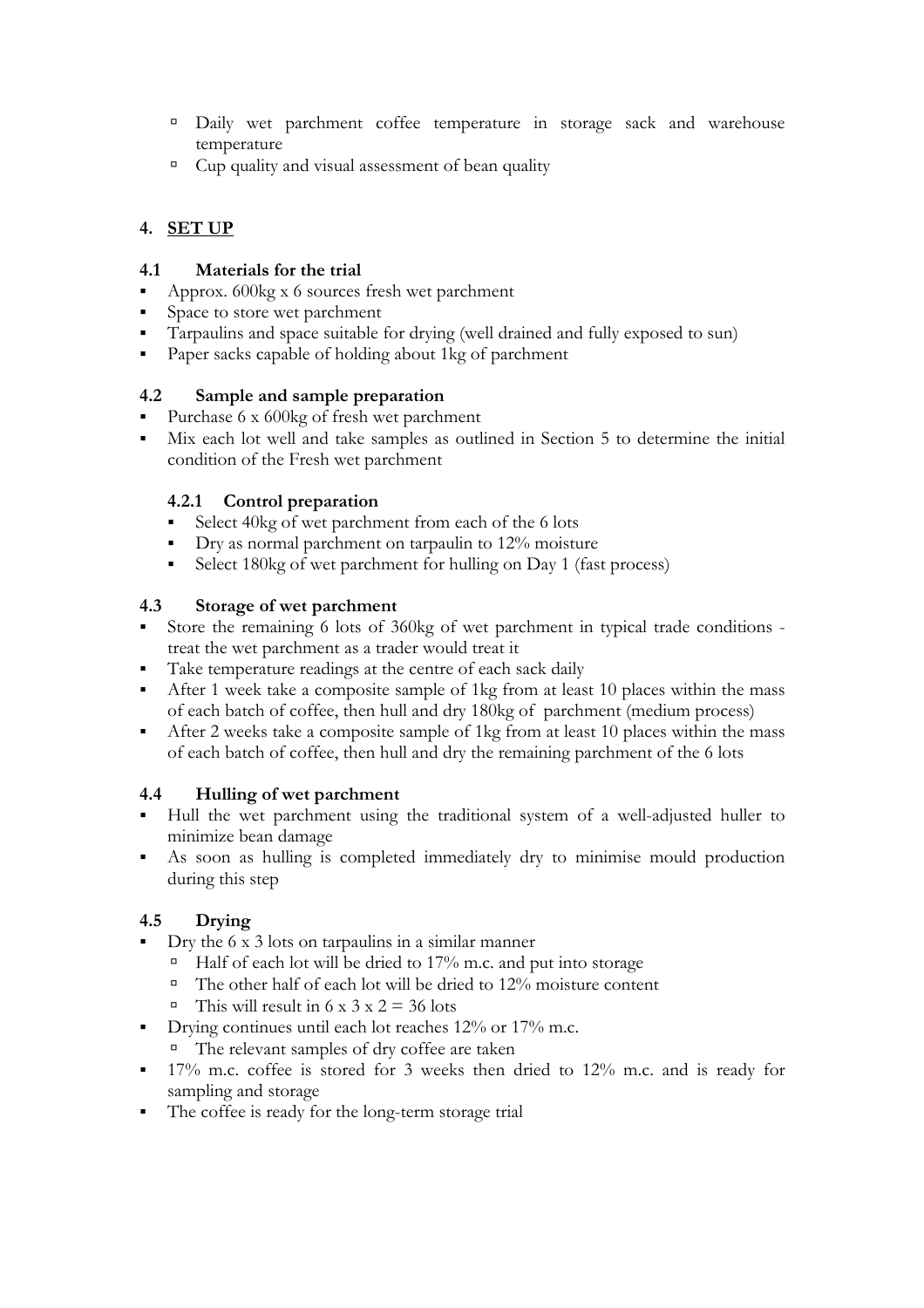- Daily wet parchment coffee temperature in storage sack and warehouse temperature
- Cup quality and visual assessment of bean quality

## 4. SET UP

### 4.1 Materials for the trial

- Approx. 600kg x 6 sources fresh wet parchment
- Space to store wet parchment
- Tarpaulins and space suitable for drying (well drained and fully exposed to sun)
- Paper sacks capable of holding about 1kg of parchment

### 4.2 Sample and sample preparation

- Purchase 6 x 600kg of fresh wet parchment
- Mix each lot well and take samples as outlined in Section 5 to determine the initial condition of the Fresh wet parchment

#### 4.2.1 Control preparation

- Select 40kg of wet parchment from each of the 6 lots
- Dry as normal parchment on tarpaulin to 12% moisture
- Select 180kg of wet parchment for hulling on Day 1 (fast process)

### 4.3 Storage of wet parchment

- Store the remaining 6 lots of 360kg of wet parchment in typical trade conditions - treat the wet parchment as a trader would treat it
- Take temperature readings at the centre of each sack daily
- After 1 week take a composite sample of 1kg from at least 10 places within the mass of each batch of coffee, then hull and dry 180kg of parchment (medium process)
- After 2 weeks take a composite sample of 1kg from at least 10 places within the mass of each batch of coffee, then hull and dry the remaining parchment of the 6 lots

### 4.4 Hulling of wet parchment

- Hull the wet parchment using the traditional system of a well-adjusted huller to minimize bean damage
- As soon as hulling is completed immediately dry to minimise mould production during this step

### 4.5 Drying

- Dry the 6 x 3 lots on tarpaulins in a similar manner
  - Half of each lot will be dried to 17% m.c. and put into storage
  - The other half of each lot will be dried to 12% moisture content
  - This will result in 6 x 3 x 2 = 36 lots
- Drying continues until each lot reaches 12% or 17% m.c.
  - The relevant samples of dry coffee are taken
- 17% m.c. coffee is stored for 3 weeks then dried to 12% m.c. and is ready for sampling and storage
- The coffee is ready for the long-term storage trial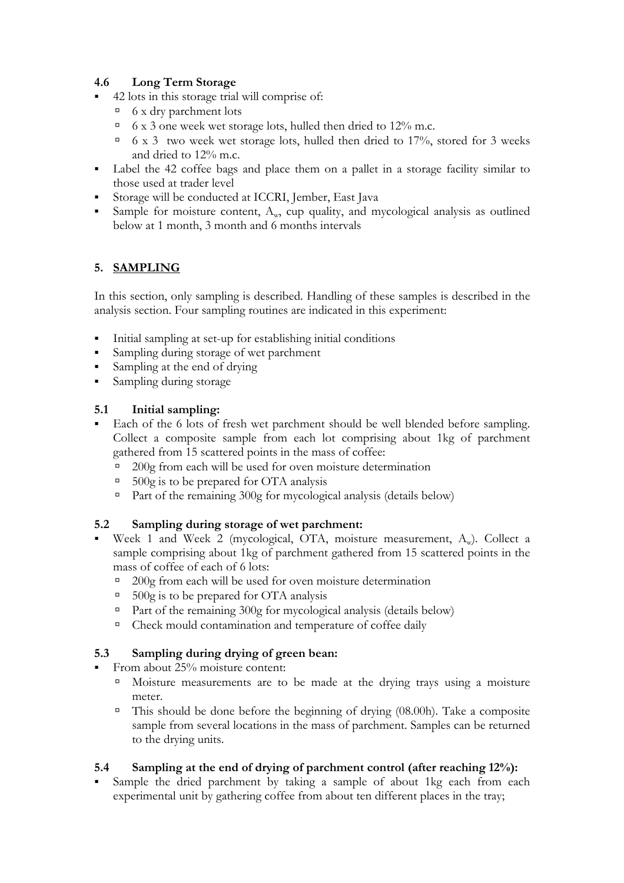### 4.6 Long Term Storage

- 42 lots in this storage trial will comprise of:
  - 6 x dry parchment lots
  - 6 x 3 one week wet storage lots, hulled then dried to 12% m.c.
  - 6 x 3 two week wet storage lots, hulled then dried to 17%, stored for 3 weeks and dried to 12% m.c.
- Label the 42 coffee bags and place them on a pallet in a storage facility similar to those used at trader level
- Storage will be conducted at ICCRI, Jember, East Java
- Sample for moisture content, $A_w$, cup quality, and mycological analysis as outlined below at 1 month, 3 month and 6 months intervals

## 5. SAMPLING

In this section, only sampling is described. Handling of these samples is described in the analysis section. Four sampling routines are indicated in this experiment:

- Initial sampling at set-up for establishing initial conditions
- Sampling during storage of wet parchment
- Sampling at the end of drying
- Sampling during storage

### 5.1 Initial sampling:

- Each of the 6 lots of fresh wet parchment should be well blended before sampling. Collect a composite sample from each lot comprising about 1kg of parchment gathered from 15 scattered points in the mass of coffee:
  - 200g from each will be used for oven moisture determination
  - 500g is to be prepared for OTA analysis
  - Part of the remaining 300g for mycological analysis (details below)

### 5.2 Sampling during storage of wet parchment:

- Week 1 and Week 2 (mycological, OTA, moisture measurement, $A_w$). Collect a sample comprising about 1kg of parchment gathered from 15 scattered points in the mass of coffee of each of 6 lots:
  - 200g from each will be used for oven moisture determination
  - 500g is to be prepared for OTA analysis
  - Part of the remaining 300g for mycological analysis (details below)
  - Check mould contamination and temperature of coffee daily

### 5.3 Sampling during drying of green bean:

- From about 25% moisture content:
  - Moisture measurements are to be made at the drying trays using a moisture meter.
  - This should be done before the beginning of drying (08.00h). Take a composite sample from several locations in the mass of parchment. Samples can be returned to the drying units.

### 5.4 Sampling at the end of drying of parchment control (after reaching 12%):

- Sample the dried parchment by taking a sample of about 1kg each from each experimental unit by gathering coffee from about ten different places in the tray;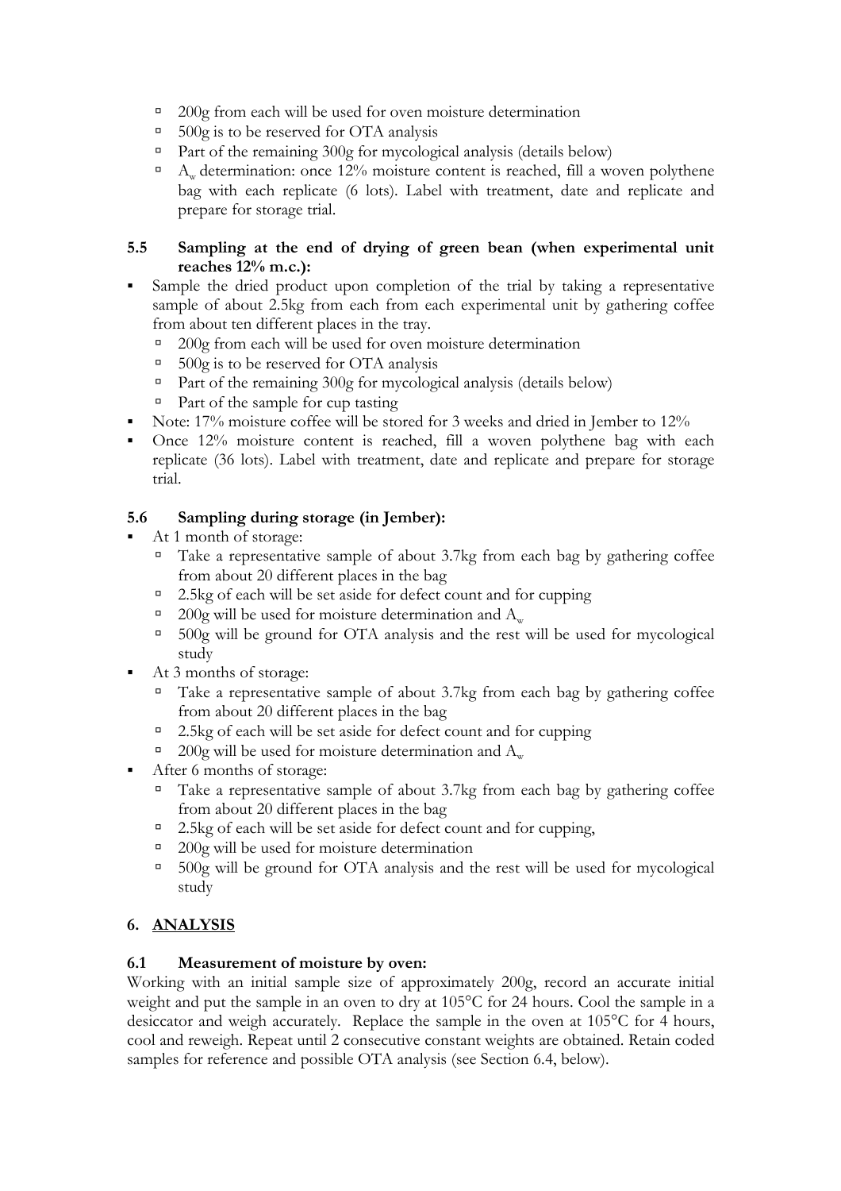- 200g from each will be used for oven moisture determination
- 500g is to be reserved for OTA analysis
- Part of the remaining 300g for mycological analysis (details below)
- $A_w$ determination: once 12% moisture content is reached, fill a woven polythene bag with each replicate (6 lots). Label with treatment, date and replicate and prepare for storage trial.

### 5.5 Sampling at the end of drying of green bean (when experimental unit reaches 12% m.c.):

- Sample the dried product upon completion of the trial by taking a representative sample of about 2.5kg from each from each experimental unit by gathering coffee from about ten different places in the tray.
  - 200g from each will be used for oven moisture determination
  - 500g is to be reserved for OTA analysis
  - Part of the remaining 300g for mycological analysis (details below)
  - Part of the sample for cup tasting
- Note: 17% moisture coffee will be stored for 3 weeks and dried in Jember to 12%
- Once 12% moisture content is reached, fill a woven polythene bag with each replicate (36 lots). Label with treatment, date and replicate and prepare for storage trial.

### 5.6 Sampling during storage (in Jember):

- At 1 month of storage:
  - Take a representative sample of about 3.7kg from each bag by gathering coffee from about 20 different places in the bag
  - 2.5kg of each will be set aside for defect count and for cupping
  - 200g will be used for moisture determination and $A_w$
  - 500g will be ground for OTA analysis and the rest will be used for mycological study
- At 3 months of storage:
  - Take a representative sample of about 3.7kg from each bag by gathering coffee from about 20 different places in the bag
  - 2.5kg of each will be set aside for defect count and for cupping
  - 200g will be used for moisture determination and $A_w$
- After 6 months of storage:
  - Take a representative sample of about 3.7kg from each bag by gathering coffee from about 20 different places in the bag
  - 2.5kg of each will be set aside for defect count and for cupping,
  - 200g will be used for moisture determination
  - 500g will be ground for OTA analysis and the rest will be used for mycological study

## 6. ANALYSIS

### 6.1 Measurement of moisture by oven:

Working with an initial sample size of approximately 200g, record an accurate initial weight and put the sample in an oven to dry at 105°C for 24 hours. Cool the sample in a desiccator and weigh accurately. Replace the sample in the oven at 105°C for 4 hours, cool and reweigh. Repeat until 2 consecutive constant weights are obtained. Retain coded samples for reference and possible OTA analysis (see Section 6.4, below).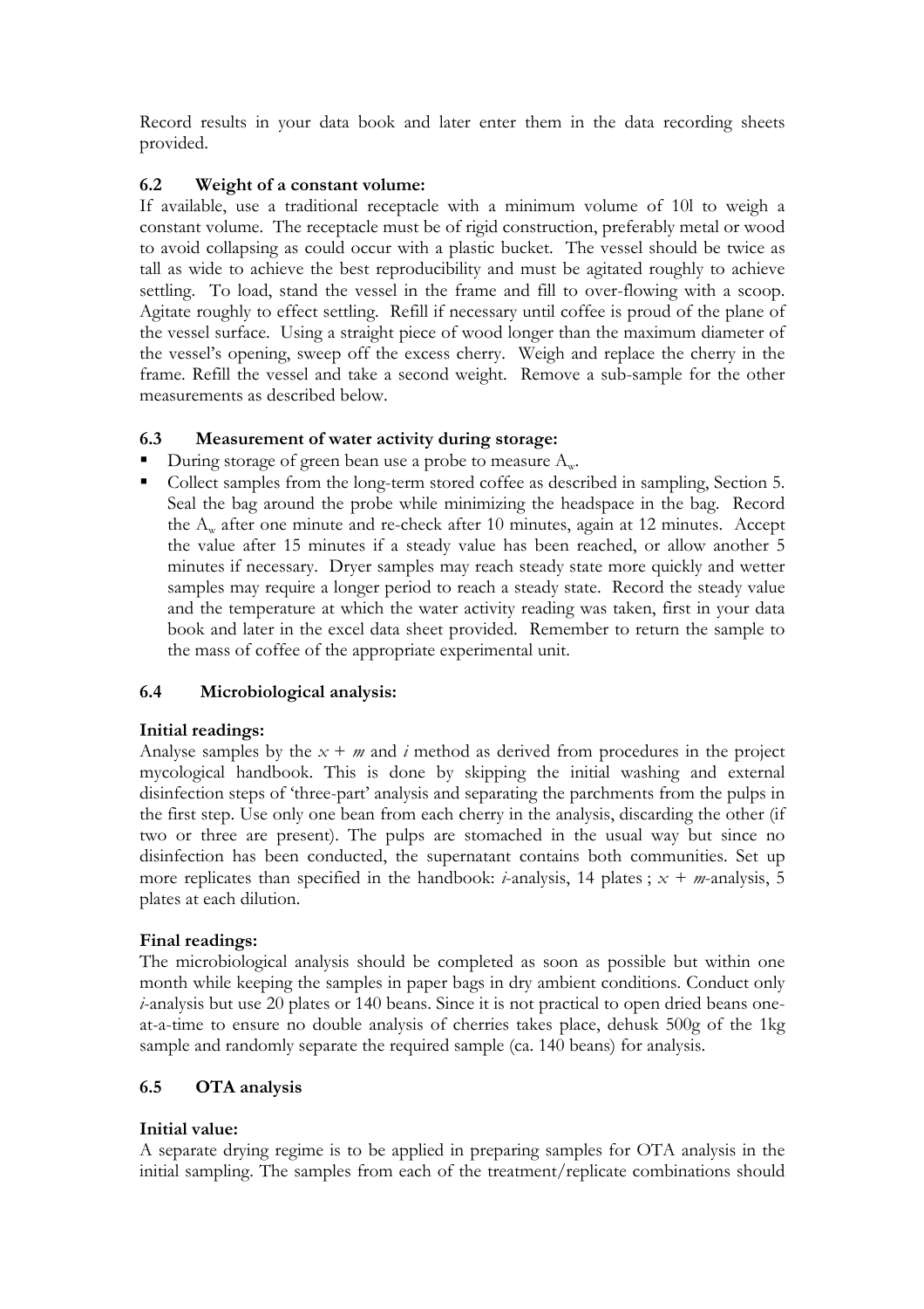Record results in your data book and later enter them in the data recording sheets provided.

### 6.2 Weight of a constant volume:

If available, use a traditional receptacle with a minimum volume of 10l to weigh a constant volume. The receptacle must be of rigid construction, preferably metal or wood to avoid collapsing as could occur with a plastic bucket. The vessel should be twice as tall as wide to achieve the best reproducibility and must be agitated roughly to achieve settling. To load, stand the vessel in the frame and fill to over-flowing with a scoop. Agitate roughly to effect settling. Refill if necessary until coffee is proud of the plane of the vessel surface. Using a straight piece of wood longer than the maximum diameter of the vessel's opening, sweep off the excess cherry. Weigh and replace the cherry in the frame. Refill the vessel and take a second weight. Remove a sub-sample for the other measurements as described below.

### 6.3 Measurement of water activity during storage:

- During storage of green bean use a probe to measure $A_w$.
- Collect samples from the long-term stored coffee as described in sampling, Section 5. Seal the bag around the probe while minimizing the headspace in the bag. Record the $A_w$ after one minute and re-check after 10 minutes, again at 12 minutes. Accept the value after 15 minutes if a steady value has been reached, or allow another 5 minutes if necessary. Dryer samples may reach steady state more quickly and wetter samples may require a longer period to reach a steady state. Record the steady value and the temperature at which the water activity reading was taken, first in your data book and later in the excel data sheet provided. Remember to return the sample to the mass of coffee of the appropriate experimental unit.

### 6.4 Microbiological analysis:

**Initial readings:**

Analyse samples by the $x + m$ and $i$ method as derived from procedures in the project mycological handbook. This is done by skipping the initial washing and external disinfection steps of 'three-part' analysis and separating the parchments from the pulps in the first step. Use only one bean from each cherry in the analysis, discarding the other (if two or three are present). The pulps are stomached in the usual way but since no disinfection has been conducted, the supernatant contains both communities. Set up more replicates than specified in the handbook: $i$-analysis, 14 plates ; $x + m$-analysis, 5 plates at each dilution.

**Final readings:**

The microbiological analysis should be completed as soon as possible but within one month while keeping the samples in paper bags in dry ambient conditions. Conduct only $i$-analysis but use 20 plates or 140 beans. Since it is not practical to open dried beans one-at-a-time to ensure no double analysis of cherries takes place, dehusk 500g of the 1kg sample and randomly separate the required sample (ca. 140 beans) for analysis.

### 6.5 OTA analysis

**Initial value:**

A separate drying regime is to be applied in preparing samples for OTA analysis in the initial sampling. The samples from each of the treatment/replicate combinations should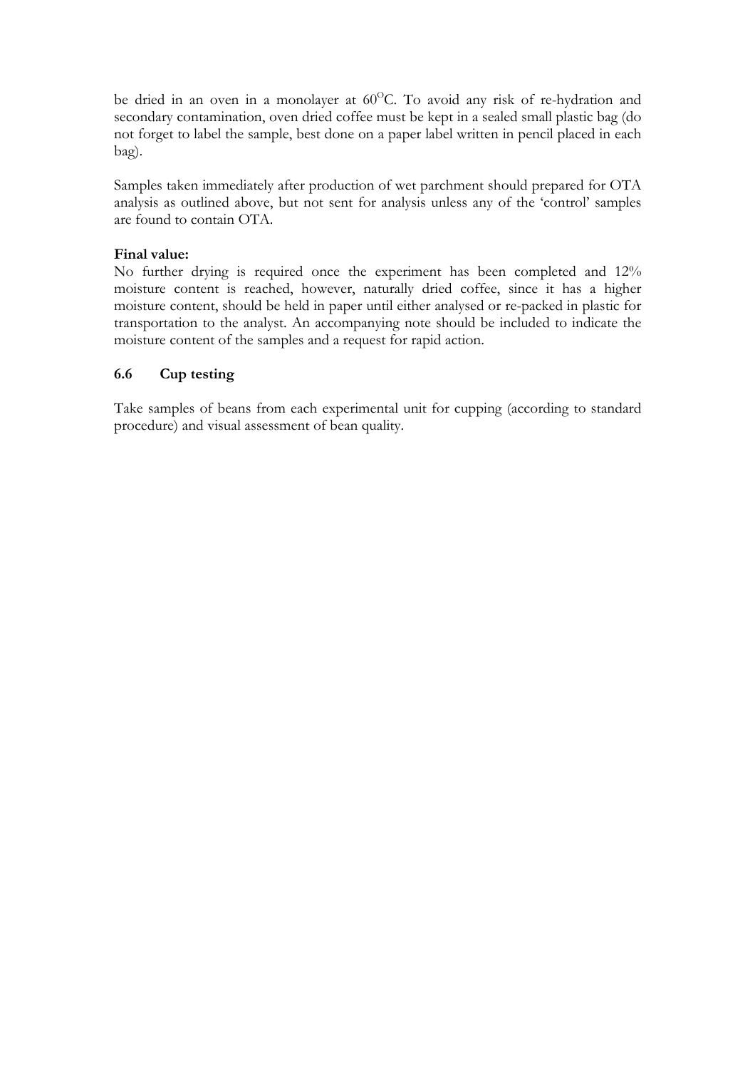be dried in an oven in a monolayer at $60^{O}C$. To avoid any risk of re-hydration and secondary contamination, oven dried coffee must be kept in a sealed small plastic bag (do not forget to label the sample, best done on a paper label written in pencil placed in each bag).

Samples taken immediately after production of wet parchment should prepared for OTA analysis as outlined above, but not sent for analysis unless any of the 'control' samples are found to contain OTA.

**Final value:**
No further drying is required once the experiment has been completed and 12% moisture content is reached, however, naturally dried coffee, since it has a higher moisture content, should be held in paper until either analysed or re-packed in plastic for transportation to the analyst. An accompanying note should be included to indicate the moisture content of the samples and a request for rapid action.

### 6.6 Cup testing

Take samples of beans from each experimental unit for cupping (according to standard procedure) and visual assessment of bean quality.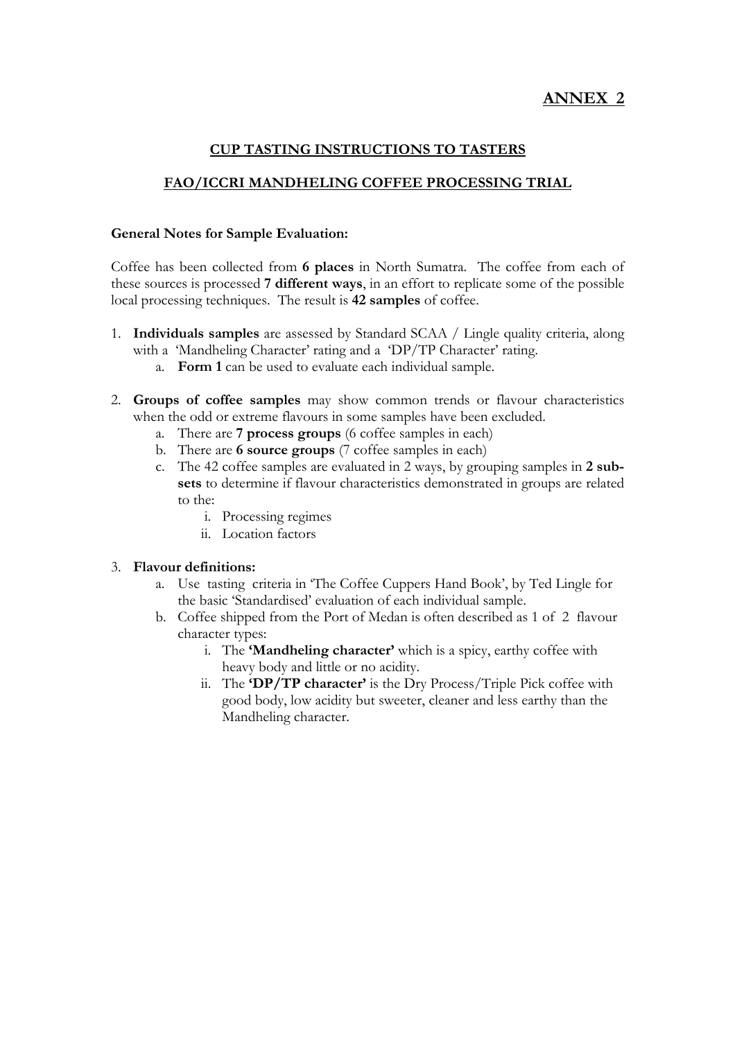## ANNEX 2

### CUP TASTING INSTRUCTIONS TO TASTERS

### FAO/ICCRI MANDHELING COFFEE PROCESSING TRIAL

**General Notes for Sample Evaluation:**

Coffee has been collected from **6 places** in North Sumatra. The coffee from each of these sources is processed **7 different ways**, in an effort to replicate some of the possible local processing techniques. The result is **42 samples** of coffee.

1. **Individuals samples** are assessed by Standard SCAA / Lingle quality criteria, along with a 'Mandheling Character' rating and a 'DP/TP Character' rating.
   a. **Form 1** can be used to evaluate each individual sample.

2. **Groups of coffee samples** may show common trends or flavour characteristics when the odd or extreme flavours in some samples have been excluded.
   a. There are **7 process groups** (6 coffee samples in each)
   b. There are **6 source groups** (7 coffee samples in each)
   c. The 42 coffee samples are evaluated in 2 ways, by grouping samples in **2 sub-sets** to determine if flavour characteristics demonstrated in groups are related to the:
      i. Processing regimes
      ii. Location factors

3. **Flavour definitions:**
   a. Use tasting criteria in 'The Coffee Cuppers Hand Book', by Ted Lingle for the basic 'Standardised' evaluation of each individual sample.
   b. Coffee shipped from the Port of Medan is often described as 1 of 2 flavour character types:
      i. The **'Mandheling character'** which is a spicy, earthy coffee with heavy body and little or no acidity.
      ii. The **'DP/TP character'** is the Dry Process/Triple Pick coffee with good body, low acidity but sweeter, cleaner and less earthy than the Mandheling character.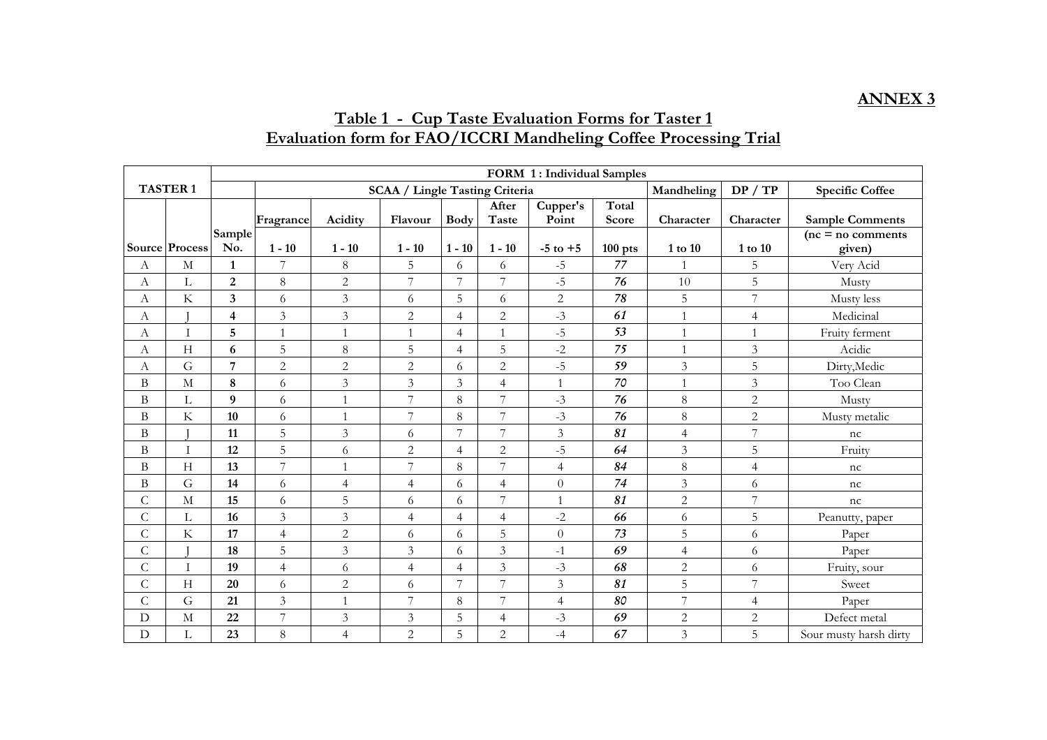**ANNEX 3**

## Table 1 - Cup Taste Evaluation Forms for Taster 1
## Evaluation form for FAO/ICCRI Mandheling Coffee Processing Trial

| TASTER 1 | | FORM 1 : Individual Samples | | | | | | | | | | | |
|---|---|---|---|---|---|---|---|---|---|---|---|---|---|
| | | | SCAA / Lingle Tasting Criteria | | | | | | | Mandheling | DP / TP | Specific Coffee |
| | | | Fragrance | Acidity | Flavour | Body | After Taste | Cupper's Point | Total Score | Character | Character | Sample Comments |
| Source | Process | Sample No. | 1 - 10 | 1 - 10 | 1 - 10 | 1 - 10 | 1 - 10 | -5 to +5 | 100 pts | 1 to 10 | 1 to 10 | (nc = no comments given) |
| A | M | 1 | 7 | 8 | 5 | 6 | 6 | -5 | 77 | 1 | 5 | Very Acid |
| A | L | 2 | 8 | 2 | 7 | 7 | 7 | -5 | 76 | 10 | 5 | Musty |
| A | K | 3 | 6 | 3 | 6 | 5 | 6 | 2 | 78 | 5 | 7 | Musty less |
| A | J | 4 | 3 | 3 | 2 | 4 | 2 | -3 | 61 | 1 | 4 | Medicinal |
| A | I | 5 | 1 | 1 | 1 | 4 | 1 | -5 | 53 | 1 | 1 | Fruity ferment |
| A | H | 6 | 5 | 8 | 5 | 4 | 5 | -2 | 75 | 1 | 3 | Acidic |
| A | G | 7 | 2 | 2 | 2 | 6 | 2 | -5 | 59 | 3 | 5 | Dirty,Medic |
| B | M | 8 | 6 | 3 | 3 | 3 | 4 | 1 | 70 | 1 | 3 | Too Clean |
| B | L | 9 | 6 | 1 | 7 | 8 | 7 | -3 | 76 | 8 | 2 | Musty |
| B | K | 10 | 6 | 1 | 7 | 8 | 7 | -3 | 76 | 8 | 2 | Musty metalic |
| B | J | 11 | 5 | 3 | 6 | 7 | 7 | 3 | 81 | 4 | 7 | nc |
| B | I | 12 | 5 | 6 | 2 | 4 | 2 | -5 | 64 | 3 | 5 | Fruity |
| B | H | 13 | 7 | 1 | 7 | 8 | 7 | 4 | 84 | 8 | 4 | nc |
| B | G | 14 | 6 | 4 | 4 | 6 | 4 | 0 | 74 | 3 | 6 | nc |
| C | M | 15 | 6 | 5 | 6 | 6 | 7 | 1 | 81 | 2 | 7 | nc |
| C | L | 16 | 3 | 3 | 4 | 4 | 4 | -2 | 66 | 6 | 5 | Peanutty, paper |
| C | K | 17 | 4 | 2 | 6 | 6 | 5 | 0 | 73 | 5 | 6 | Paper |
| C | J | 18 | 5 | 3 | 3 | 6 | 3 | -1 | 69 | 4 | 6 | Paper |
| C | I | 19 | 4 | 6 | 4 | 4 | 3 | -3 | 68 | 2 | 6 | Fruity, sour |
| C | H | 20 | 6 | 2 | 6 | 7 | 7 | 3 | 81 | 5 | 7 | Sweet |
| C | G | 21 | 3 | 1 | 7 | 8 | 7 | 4 | 80 | 7 | 4 | Paper |
| D | M | 22 | 7 | 3 | 3 | 5 | 4 | -3 | 69 | 2 | 2 | Defect metal |
| D | L | 23 | 8 | 4 | 2 | 5 | 2 | -4 | 67 | 3 | 5 | Sour musty harsh dirty |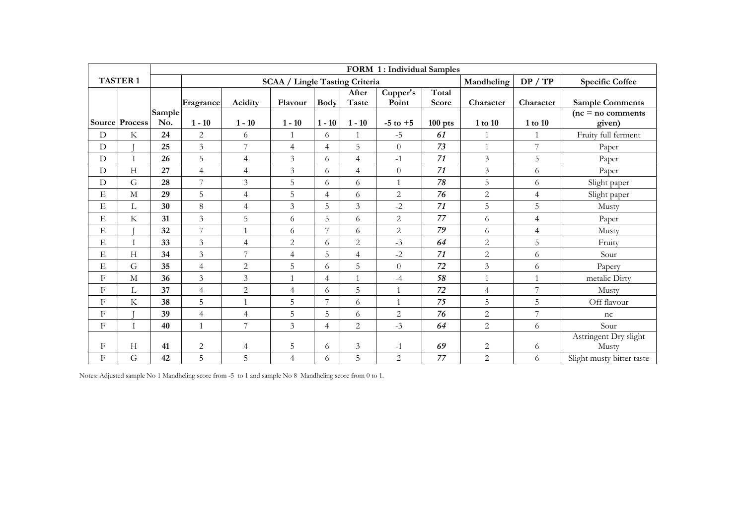| TASTER 1 | | FORM 1 : Individual Samples | | | | | | | | | | |
|---|---|---|---|---|---|---|---|---|---|---|---|---|
| | | | SCAA / Lingle Tasting Criteria | | | | | | | Mandheling | DP / TP | Specific Coffee |
| | | | Fragrance | Acidity | Flavour | Body | After Taste | Cupper's Point | Total Score | Character | Character | Sample Comments |
| Source | Process | Sample No. | 1 - 10 | 1 - 10 | 1 - 10 | 1 - 10 | 1 - 10 | -5 to +5 | 100 pts | 1 to 10 | 1 to 10 | (nc = no comments given) |
| D | K | **24** | 2 | 6 | 1 | 6 | 1 | -5 | ***61*** | 1 | 1 | Fruity full ferment |
| D | J | **25** | 3 | 7 | 4 | 4 | 5 | 0 | ***73*** | 1 | 7 | Paper |
| D | I | **26** | 5 | 4 | 3 | 6 | 4 | -1 | ***71*** | 3 | 5 | Paper |
| D | H | **27** | 4 | 4 | 3 | 6 | 4 | 0 | ***71*** | 3 | 6 | Paper |
| D | G | **28** | 7 | 3 | 5 | 6 | 6 | 1 | ***78*** | 5 | 6 | Slight paper |
| E | M | **29** | 5 | 4 | 5 | 4 | 6 | 2 | ***76*** | 2 | 4 | Slight paper |
| E | L | **30** | 8 | 4 | 3 | 5 | 3 | -2 | ***71*** | 5 | 5 | Musty |
| E | K | **31** | 3 | 5 | 6 | 5 | 6 | 2 | ***77*** | 6 | 4 | Paper |
| E | J | **32** | 7 | 1 | 6 | 7 | 6 | 2 | ***79*** | 6 | 4 | Musty |
| E | I | **33** | 3 | 4 | 2 | 6 | 2 | -3 | ***64*** | 2 | 5 | Fruity |
| E | H | **34** | 3 | 7 | 4 | 5 | 4 | -2 | ***71*** | 2 | 6 | Sour |
| E | G | **35** | 4 | 2 | 5 | 6 | 5 | 0 | ***72*** | 3 | 6 | Papery |
| F | M | **36** | 3 | 3 | 1 | 4 | 1 | -4 | ***58*** | 1 | 1 | metalic Dirty |
| F | L | **37** | 4 | 2 | 4 | 6 | 5 | 1 | ***72*** | 4 | 7 | Musty |
| F | K | **38** | 5 | 1 | 5 | 7 | 6 | 1 | ***75*** | 5 | 5 | Off flavour |
| F | J | **39** | 4 | 4 | 5 | 5 | 6 | 2 | ***76*** | 2 | 7 | nc |
| F | I | **40** | 1 | 7 | 3 | 4 | 2 | -3 | ***64*** | 2 | 6 | Sour |
| F | H | **41** | 2 | 4 | 5 | 6 | 3 | -1 | ***69*** | 2 | 6 | Astringent Dry slight Musty |
| F | G | **42** | 5 | 5 | 4 | 6 | 5 | 2 | ***77*** | 2 | 6 | Slight musty bitter taste |

Notes: Adjusted sample No 1 Mandheling score from -5 to 1 and sample No 8 Mandheling score from 0 to 1.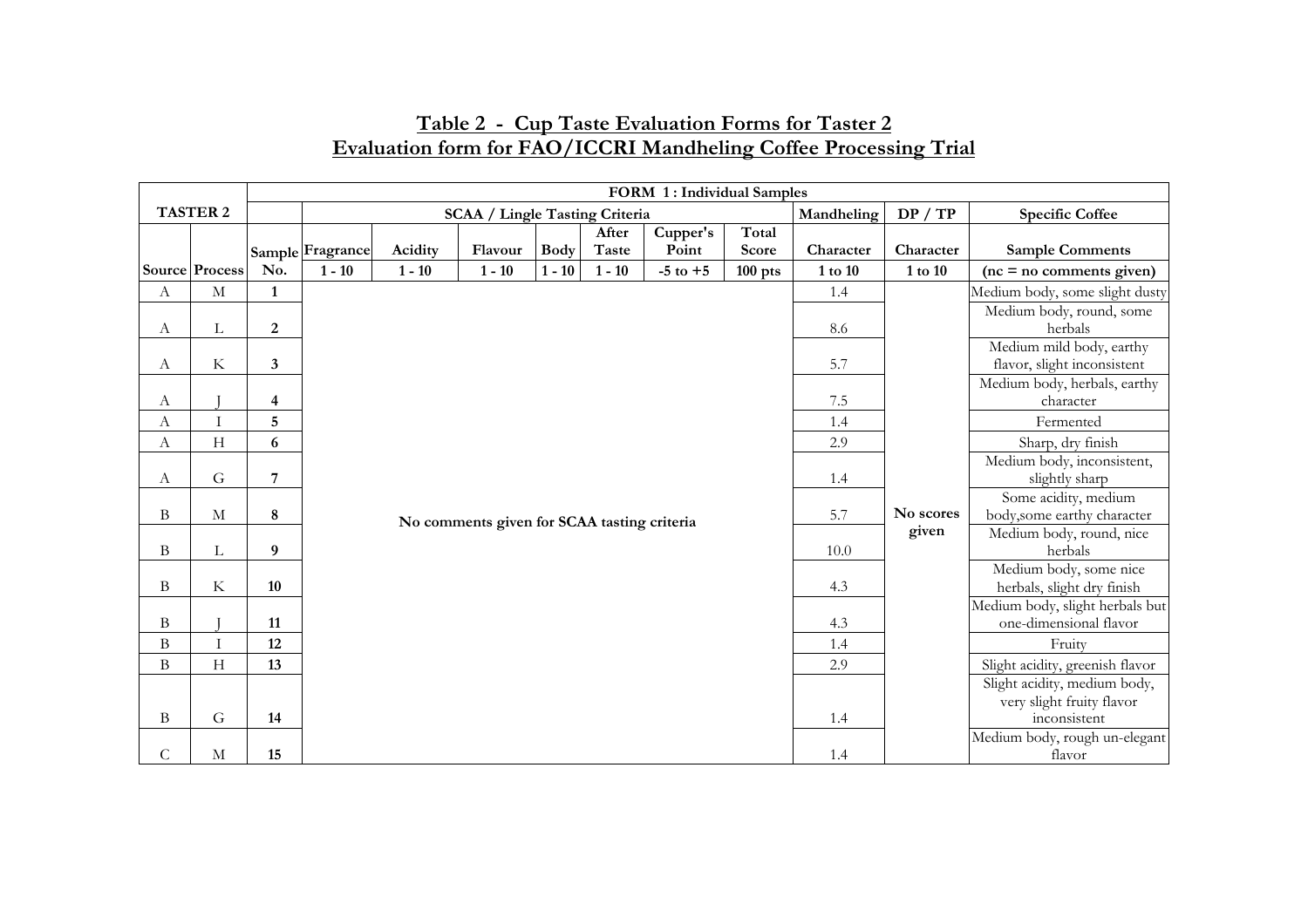## Table 2 - Cup Taste Evaluation Forms for Taster 2
## Evaluation form for FAO/ICCRI Mandheling Coffee Processing Trial

| TASTER 2 | | | FORM 1 : Individual Samples | | | | | | | | | | |
|---|---|---|---|---|---|---|---|---|---|---|---|---|---|
| | | | SCAA / Lingle Tasting Criteria | | | | | | | Mandheling | DP / TP | Specific Coffee |
| | | Sample | Fragrance | Acidity | Flavour | Body | After Taste | Cupper's Point | Total Score | Character | Character | Sample Comments |
| Source | Process | No. | 1 - 10 | 1 - 10 | 1 - 10 | 1 - 10 | 1 - 10 | -5 to +5 | 100 pts | 1 to 10 | 1 to 10 | (nc = no comments given) |
| A | M | 1 | No comments given for SCAA tasting criteria | | | | | | | 1.4 | No scores given | Medium body, some slight dusty |
| A | L | 2 | | | | | | | | 8.6 | | Medium body, round, some herbals |
| A | K | 3 | | | | | | | | 5.7 | | Medium mild body, earthy flavor, slight inconsistent |
| A | J | 4 | | | | | | | | 7.5 | | Medium body, herbals, earthy character |
| A | I | 5 | | | | | | | | 1.4 | | Fermented |
| A | H | 6 | | | | | | | | 2.9 | | Sharp, dry finish |
| A | G | 7 | | | | | | | | 1.4 | | Medium body, inconsistent, slightly sharp |
| B | M | 8 | | | | | | | | 5.7 | | Some acidity, medium body,some earthy character |
| B | L | 9 | | | | | | | | 10.0 | | Medium body, round, nice herbals |
| B | K | 10 | | | | | | | | 4.3 | | Medium body, some nice herbals, slight dry finish |
| B | J | 11 | | | | | | | | 4.3 | | Medium body, slight herbals but one-dimensional flavor |
| B | I | 12 | | | | | | | | 1.4 | | Fruity |
| B | H | 13 | | | | | | | | 2.9 | | Slight acidity, greenish flavor |
| B | G | 14 | | | | | | | | 1.4 | | Slight acidity, medium body, very slight fruity flavor inconsistent |
| C | M | 15 | | | | | | | | 1.4 | | Medium body, rough un-elegant flavor |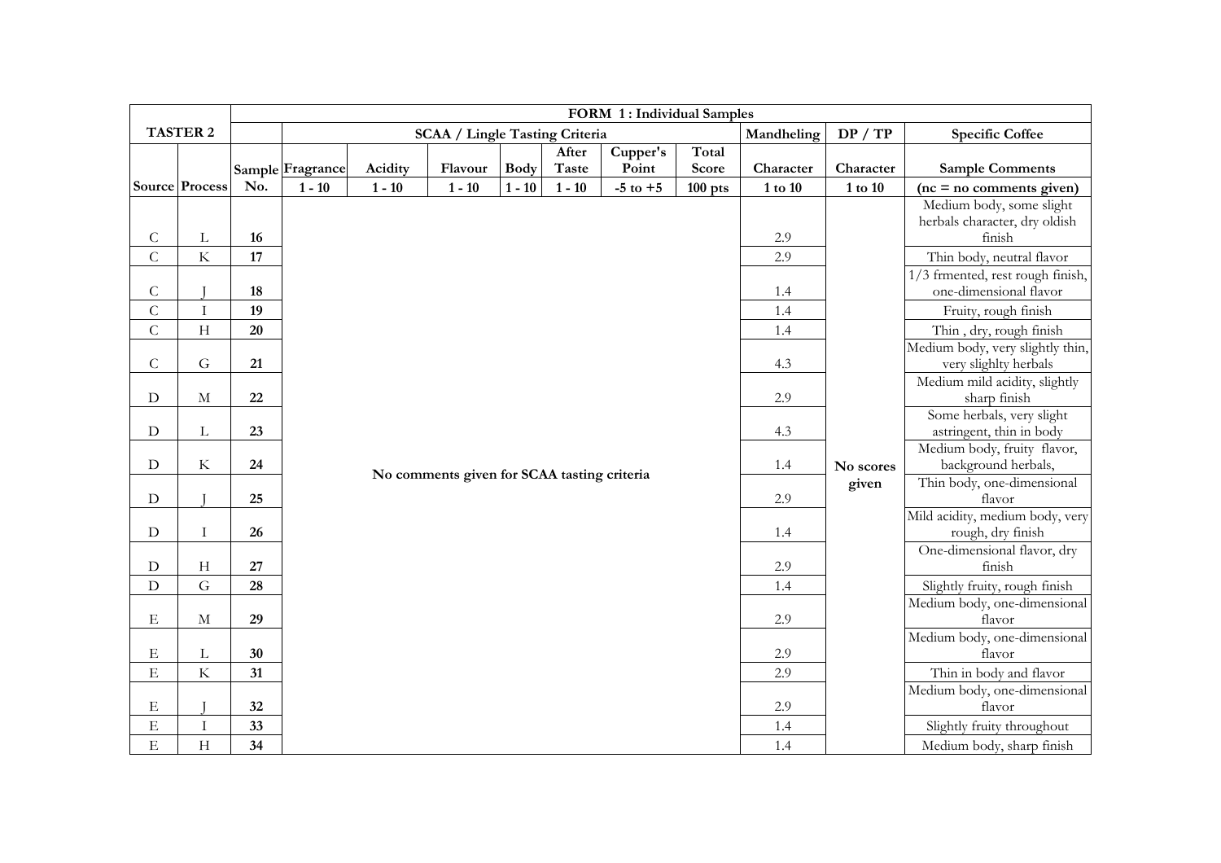| TASTER 2 | | FORM 1 : Individual Samples | | | | | | | | | | |
|---|---|---|---|---|---|---|---|---|---|---|---|---|
| | | | SCAA / Lingle Tasting Criteria | | | | | | | Mandheling | DP / TP | Specific Coffee |
| | | Sample | Fragrance | Acidity | Flavour | Body | After Taste | Cupper's Point | Total Score | Character | Character | Sample Comments |
| Source | Process | No. | 1 - 10 | 1 - 10 | 1 - 10 | 1 - 10 | 1 - 10 | -5 to +5 | 100 pts | 1 to 10 | 1 to 10 | (nc = no comments given) |
| C | L | 16 | No comments given for SCAA tasting criteria | | | | | | | 2.9 | No scores given | Medium body, some slight herbals character, dry oldish finish |
| C | K | 17 | | | | | | | | 2.9 | | Thin body, neutral flavor |
| C | J | 18 | | | | | | | | 1.4 | | 1/3 frmented, rest rough finish, one-dimensional flavor |
| C | I | 19 | | | | | | | | 1.4 | | Fruity, rough finish |
| C | H | 20 | | | | | | | | 1.4 | | Thin , dry, rough finish |
| C | G | 21 | | | | | | | | 4.3 | | Medium body, very slightly thin, very slighlty herbals |
| D | M | 22 | | | | | | | | 2.9 | | Medium mild acidity, slightly sharp finish |
| D | L | 23 | | | | | | | | 4.3 | | Some herbals, very slight astringent, thin in body |
| D | K | 24 | | | | | | | | 1.4 | | Medium body, fruity flavor, background herbals, |
| D | J | 25 | | | | | | | | 2.9 | | Thin body, one-dimensional flavor |
| D | I | 26 | | | | | | | | 1.4 | | Mild acidity, medium body, very rough, dry finish |
| D | H | 27 | | | | | | | | 2.9 | | One-dimensional flavor, dry finish |
| D | G | 28 | | | | | | | | 1.4 | | Slightly fruity, rough finish |
| E | M | 29 | | | | | | | | 2.9 | | Medium body, one-dimensional flavor |
| E | L | 30 | | | | | | | | 2.9 | | Medium body, one-dimensional flavor |
| E | K | 31 | | | | | | | | 2.9 | | Thin in body and flavor |
| E | J | 32 | | | | | | | | 2.9 | | Medium body, one-dimensional flavor |
| E | I | 33 | | | | | | | | 1.4 | | Slightly fruity throughout |
| E | H | 34 | | | | | | | | 1.4 | | Medium body, sharp finish |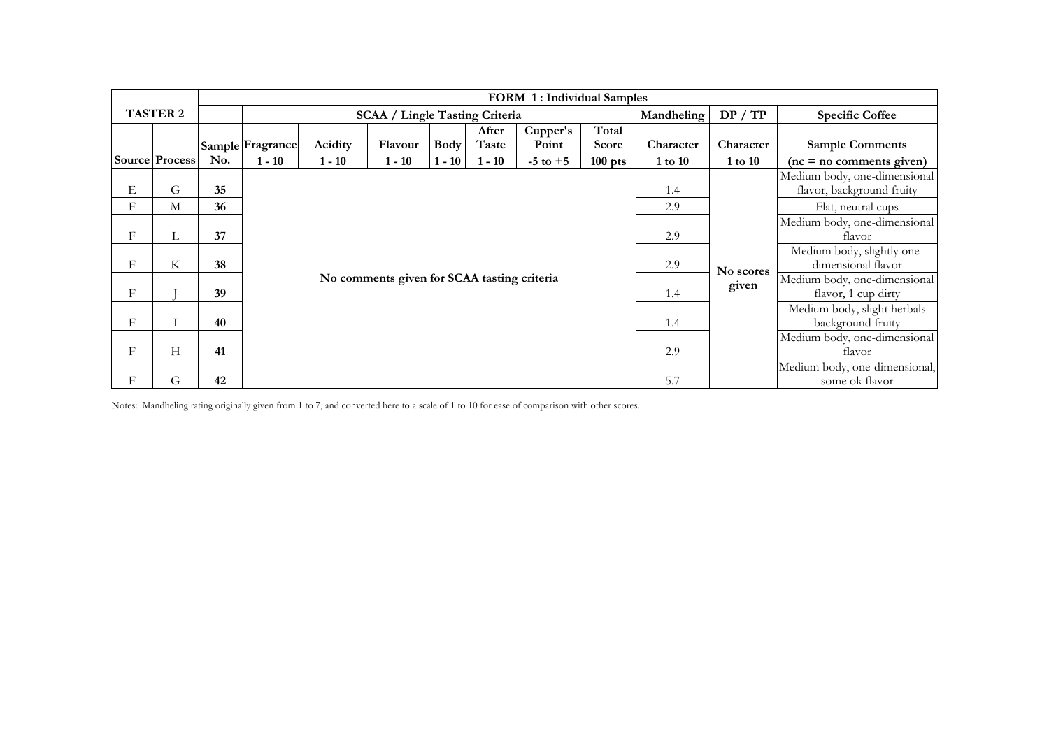| TASTER 2 | | FORM 1 : Individual Samples | | | | | | | | | | |
|---|---|---|---|---|---|---|---|---|---|---|---|---|
| | | | SCAA / Lingle Tasting Criteria | | | | | | | Mandheling | DP / TP | Specific Coffee |
| | | Sample | Fragrance | Acidity | Flavour | Body | After Taste | Cupper's Point | Total Score | Character | Character | Sample Comments |
| Source | Process | No. | 1 - 10 | 1 - 10 | 1 - 10 | 1 - 10 | 1 - 10 | -5 to +5 | 100 pts | 1 to 10 | 1 to 10 | (nc = no comments given) |
| E | G | 35 | No comments given for SCAA tasting criteria | | | | | | | 1.4 | No scores given | Medium body, one-dimensional flavor, background fruity |
| F | M | 36 | | | | | | | | 2.9 | | Flat, neutral cups |
| F | L | 37 | | | | | | | | 2.9 | | Medium body, one-dimensional flavor |
| F | K | 38 | | | | | | | | 2.9 | | Medium body, slightly one-dimensional flavor |
| F | J | 39 | | | | | | | | 1.4 | | Medium body, one-dimensional flavor, 1 cup dirty |
| F | I | 40 | | | | | | | | 1.4 | | Medium body, slight herbals background fruity |
| F | H | 41 | | | | | | | | 2.9 | | Medium body, one-dimensional flavor |
| F | G | 42 | | | | | | | | 5.7 | | Medium body, one-dimensional, some ok flavor |

Notes: Mandheling rating originally given from 1 to 7, and converted here to a scale of 1 to 10 for ease of comparison with other scores.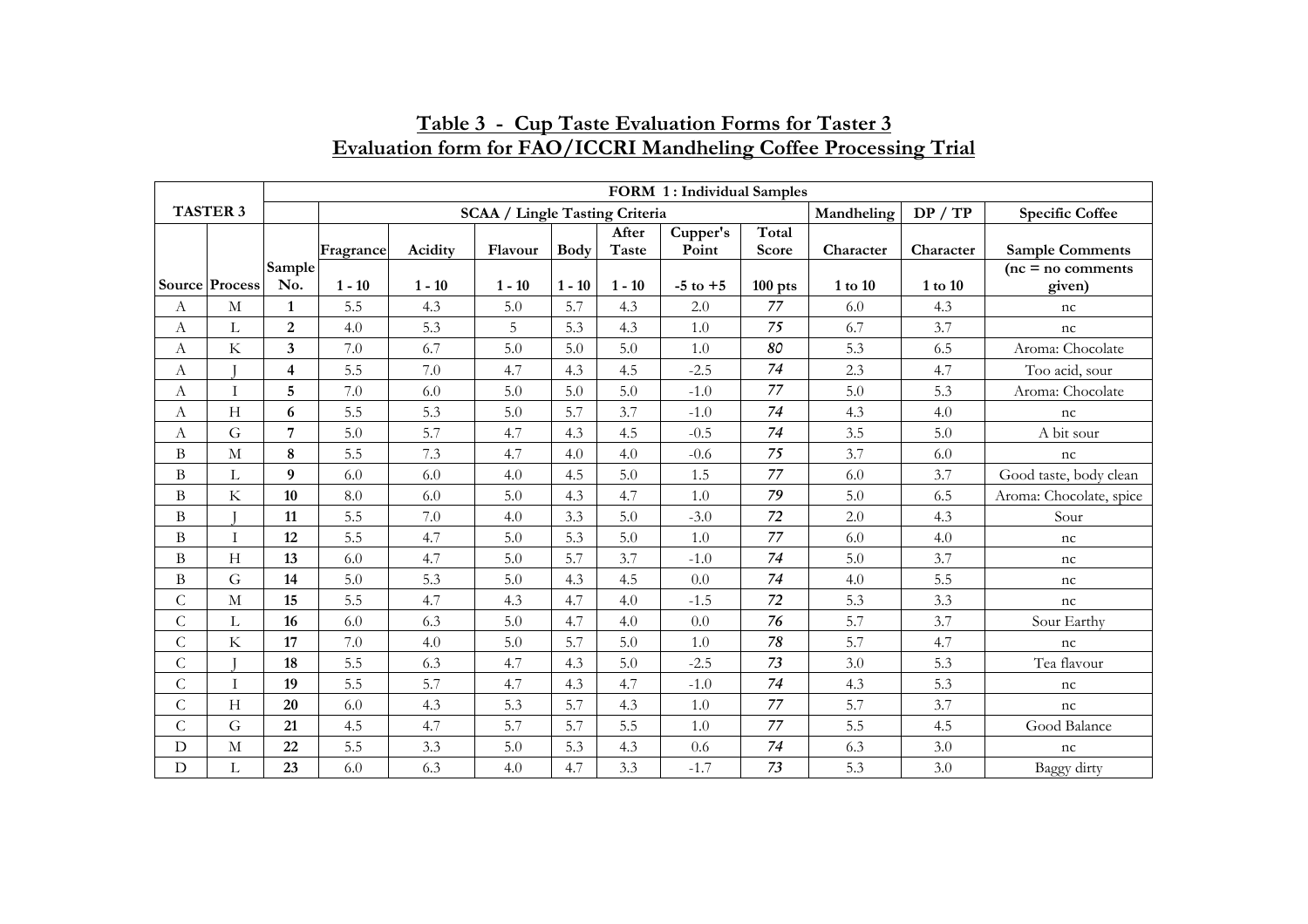# Table 3 - Cup Taste Evaluation Forms for Taster 3

## Evaluation form for FAO/ICCRI Mandheling Coffee Processing Trial

| TASTER 3 | | | FORM 1 : Individual Samples | | | | | | | | | | |
|---|---|---|---|---|---|---|---|---|---|---|---|---|---|
| | | | SCAA / Lingle Tasting Criteria | | | | | | | Mandheling | DP / TP | Specific Coffee |
| | | | Fragrance | Acidity | Flavour | Body | After Taste | Cupper's Point | Total Score | Character | Character | Sample Comments |
| Source | Process | Sample No. | 1 - 10 | 1 - 10 | 1 - 10 | 1 - 10 | 1 - 10 | -5 to +5 | 100 pts | 1 to 10 | 1 to 10 | (nc = no comments given) |
| A | M | **1** | 5.5 | 4.3 | 5.0 | 5.7 | 4.3 | 2.0 | *77* | 6.0 | 4.3 | nc |
| A | L | **2** | 4.0 | 5.3 | 5 | 5.3 | 4.3 | 1.0 | *75* | 6.7 | 3.7 | nc |
| A | K | **3** | 7.0 | 6.7 | 5.0 | 5.0 | 5.0 | 1.0 | *80* | 5.3 | 6.5 | Aroma: Chocolate |
| A | J | **4** | 5.5 | 7.0 | 4.7 | 4.3 | 4.5 | -2.5 | *74* | 2.3 | 4.7 | Too acid, sour |
| A | I | **5** | 7.0 | 6.0 | 5.0 | 5.0 | 5.0 | -1.0 | *77* | 5.0 | 5.3 | Aroma: Chocolate |
| A | H | **6** | 5.5 | 5.3 | 5.0 | 5.7 | 3.7 | -1.0 | *74* | 4.3 | 4.0 | nc |
| A | G | **7** | 5.0 | 5.7 | 4.7 | 4.3 | 4.5 | -0.5 | *74* | 3.5 | 5.0 | A bit sour |
| B | M | **8** | 5.5 | 7.3 | 4.7 | 4.0 | 4.0 | -0.6 | *75* | 3.7 | 6.0 | nc |
| B | L | **9** | 6.0 | 6.0 | 4.0 | 4.5 | 5.0 | 1.5 | *77* | 6.0 | 3.7 | Good taste, body clean |
| B | K | **10** | 8.0 | 6.0 | 5.0 | 4.3 | 4.7 | 1.0 | *79* | 5.0 | 6.5 | Aroma: Chocolate, spice |
| B | J | **11** | 5.5 | 7.0 | 4.0 | 3.3 | 5.0 | -3.0 | *72* | 2.0 | 4.3 | Sour |
| B | I | **12** | 5.5 | 4.7 | 5.0 | 5.3 | 5.0 | 1.0 | *77* | 6.0 | 4.0 | nc |
| B | H | **13** | 6.0 | 4.7 | 5.0 | 5.7 | 3.7 | -1.0 | *74* | 5.0 | 3.7 | nc |
| B | G | **14** | 5.0 | 5.3 | 5.0 | 4.3 | 4.5 | 0.0 | *74* | 4.0 | 5.5 | nc |
| C | M | **15** | 5.5 | 4.7 | 4.3 | 4.7 | 4.0 | -1.5 | *72* | 5.3 | 3.3 | nc |
| C | L | **16** | 6.0 | 6.3 | 5.0 | 4.7 | 4.0 | 0.0 | *76* | 5.7 | 3.7 | Sour Earthy |
| C | K | **17** | 7.0 | 4.0 | 5.0 | 5.7 | 5.0 | 1.0 | *78* | 5.7 | 4.7 | nc |
| C | J | **18** | 5.5 | 6.3 | 4.7 | 4.3 | 5.0 | -2.5 | *73* | 3.0 | 5.3 | Tea flavour |
| C | I | **19** | 5.5 | 5.7 | 4.7 | 4.3 | 4.7 | -1.0 | *74* | 4.3 | 5.3 | nc |
| C | H | **20** | 6.0 | 4.3 | 5.3 | 5.7 | 4.3 | 1.0 | *77* | 5.7 | 3.7 | nc |
| C | G | **21** | 4.5 | 4.7 | 5.7 | 5.7 | 5.5 | 1.0 | *77* | 5.5 | 4.5 | Good Balance |
| D | M | **22** | 5.5 | 3.3 | 5.0 | 5.3 | 4.3 | 0.6 | *74* | 6.3 | 3.0 | nc |
| D | L | **23** | 6.0 | 6.3 | 4.0 | 4.7 | 3.3 | -1.7 | *73* | 5.3 | 3.0 | Baggy dirty |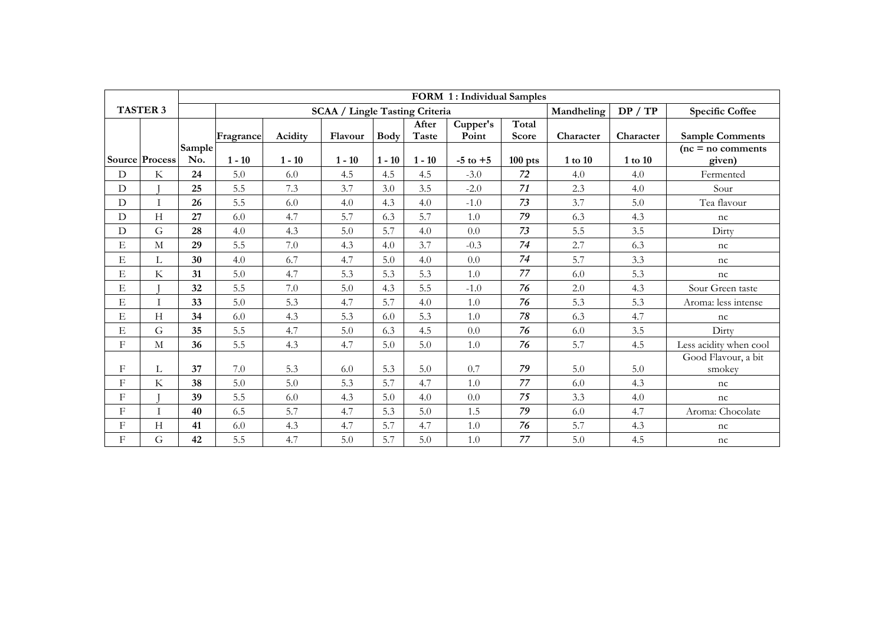| TASTER 3 | | FORM 1 : Individual Samples | | | | | | | | | | |
|---|---|---|---|---|---|---|---|---|---|---|---|---|
| | | | SCAA / Lingle Tasting Criteria | | | | | | | Mandheling | DP / TP | Specific Coffee |
| | | | Fragrance | Acidity | Flavour | Body | After Taste | Cupper's Point | Total Score | Character | Character | Sample Comments |
| Source | Process | Sample No. | 1 - 10 | 1 - 10 | 1 - 10 | 1 - 10 | 1 - 10 | -5 to +5 | 100 pts | 1 to 10 | 1 to 10 | (nc = no comments given) |
| D | K | **24** | 5.0 | 6.0 | 4.5 | 4.5 | 4.5 | -3.0 | *72* | 4.0 | 4.0 | Fermented |
| D | J | **25** | 5.5 | 7.3 | 3.7 | 3.0 | 3.5 | -2.0 | *71* | 2.3 | 4.0 | Sour |
| D | I | **26** | 5.5 | 6.0 | 4.0 | 4.3 | 4.0 | -1.0 | *73* | 3.7 | 5.0 | Tea flavour |
| D | H | **27** | 6.0 | 4.7 | 5.7 | 6.3 | 5.7 | 1.0 | *79* | 6.3 | 4.3 | nc |
| D | G | **28** | 4.0 | 4.3 | 5.0 | 5.7 | 4.0 | 0.0 | *73* | 5.5 | 3.5 | Dirty |
| E | M | **29** | 5.5 | 7.0 | 4.3 | 4.0 | 3.7 | -0.3 | *74* | 2.7 | 6.3 | nc |
| E | L | **30** | 4.0 | 6.7 | 4.7 | 5.0 | 4.0 | 0.0 | *74* | 5.7 | 3.3 | nc |
| E | K | **31** | 5.0 | 4.7 | 5.3 | 5.3 | 5.3 | 1.0 | *77* | 6.0 | 5.3 | nc |
| E | J | **32** | 5.5 | 7.0 | 5.0 | 4.3 | 5.5 | -1.0 | *76* | 2.0 | 4.3 | Sour Green taste |
| E | I | **33** | 5.0 | 5.3 | 4.7 | 5.7 | 4.0 | 1.0 | *76* | 5.3 | 5.3 | Aroma: less intense |
| E | H | **34** | 6.0 | 4.3 | 5.3 | 6.0 | 5.3 | 1.0 | *78* | 6.3 | 4.7 | nc |
| E | G | **35** | 5.5 | 4.7 | 5.0 | 6.3 | 4.5 | 0.0 | *76* | 6.0 | 3.5 | Dirty |
| F | M | **36** | 5.5 | 4.3 | 4.7 | 5.0 | 5.0 | 1.0 | *76* | 5.7 | 4.5 | Less acidity when cool |
| F | L | **37** | 7.0 | 5.3 | 6.0 | 5.3 | 5.0 | 0.7 | *79* | 5.0 | 5.0 | Good Flavour, a bit smokey |
| F | K | **38** | 5.0 | 5.0 | 5.3 | 5.7 | 4.7 | 1.0 | *77* | 6.0 | 4.3 | nc |
| F | J | **39** | 5.5 | 6.0 | 4.3 | 5.0 | 4.0 | 0.0 | *75* | 3.3 | 4.0 | nc |
| F | I | **40** | 6.5 | 5.7 | 4.7 | 5.3 | 5.0 | 1.5 | *79* | 6.0 | 4.7 | Aroma: Chocolate |
| F | H | **41** | 6.0 | 4.3 | 4.7 | 5.7 | 4.7 | 1.0 | *76* | 5.7 | 4.3 | nc |
| F | G | **42** | 5.5 | 4.7 | 5.0 | 5.7 | 5.0 | 1.0 | *77* | 5.0 | 4.5 | nc |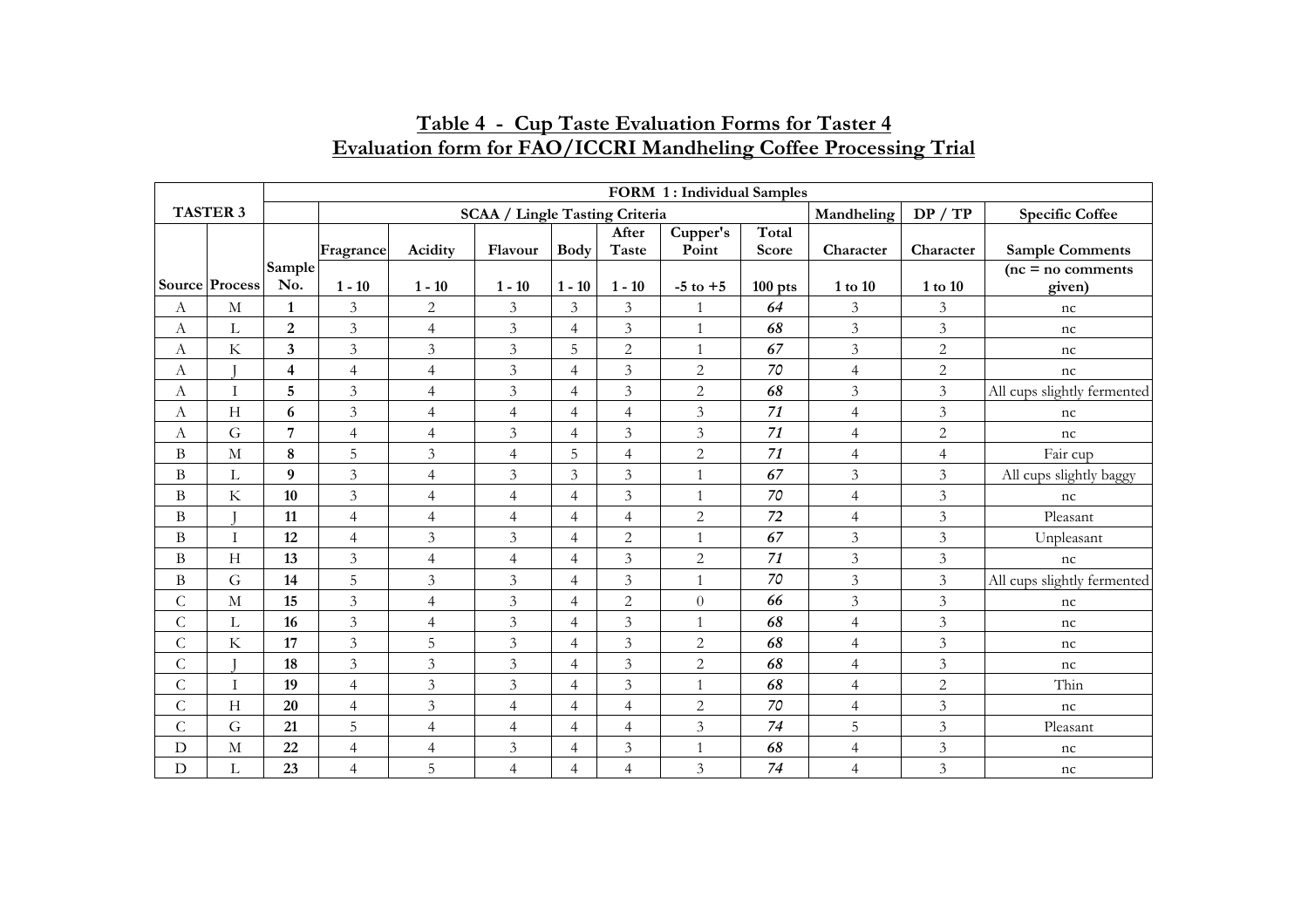## Table 4 - Cup Taste Evaluation Forms for Taster 4
## Evaluation form for FAO/ICCRI Mandheling Coffee Processing Trial

| TASTER 3 | | FORM 1 : Individual Samples | | | | | | | | | | |
|---|---|---|---|---|---|---|---|---|---|---|---|---|
| | | | SCAA / Lingle Tasting Criteria | | | | | | | Mandheling | DP / TP | Specific Coffee |
| | | | Fragrance | Acidity | Flavour | Body | After Taste | Cupper's Point | Total Score | Character | Character | Sample Comments |
| Source | Process | Sample No. | 1 - 10 | 1 - 10 | 1 - 10 | 1 - 10 | 1 - 10 | -5 to +5 | 100 pts | 1 to 10 | 1 to 10 | (nc = no comments given) |
| A | M | **1** | 3 | 2 | 3 | 3 | 3 | 1 | ***64*** | 3 | 3 | nc |
| A | L | **2** | 3 | 4 | 3 | 4 | 3 | 1 | ***68*** | 3 | 3 | nc |
| A | K | **3** | 3 | 3 | 3 | 5 | 2 | 1 | ***67*** | 3 | 2 | nc |
| A | J | **4** | 4 | 4 | 3 | 4 | 3 | 2 | ***70*** | 4 | 2 | nc |
| A | I | **5** | 3 | 4 | 3 | 4 | 3 | 2 | ***68*** | 3 | 3 | All cups slightly fermented |
| A | H | **6** | 3 | 4 | 4 | 4 | 4 | 3 | ***71*** | 4 | 3 | nc |
| A | G | **7** | 4 | 4 | 3 | 4 | 3 | 3 | ***71*** | 4 | 2 | nc |
| B | M | **8** | 5 | 3 | 4 | 5 | 4 | 2 | ***71*** | 4 | 4 | Fair cup |
| B | L | **9** | 3 | 4 | 3 | 3 | 3 | 1 | ***67*** | 3 | 3 | All cups slightly baggy |
| B | K | **10** | 3 | 4 | 4 | 4 | 3 | 1 | ***70*** | 4 | 3 | nc |
| B | J | **11** | 4 | 4 | 4 | 4 | 4 | 2 | ***72*** | 4 | 3 | Pleasant |
| B | I | **12** | 4 | 3 | 3 | 4 | 2 | 1 | ***67*** | 3 | 3 | Unpleasant |
| B | H | **13** | 3 | 4 | 4 | 4 | 3 | 2 | ***71*** | 3 | 3 | nc |
| B | G | **14** | 5 | 3 | 3 | 4 | 3 | 1 | ***70*** | 3 | 3 | All cups slightly fermented |
| C | M | **15** | 3 | 4 | 3 | 4 | 2 | 0 | ***66*** | 3 | 3 | nc |
| C | L | **16** | 3 | 4 | 3 | 4 | 3 | 1 | ***68*** | 4 | 3 | nc |
| C | K | **17** | 3 | 5 | 3 | 4 | 3 | 2 | ***68*** | 4 | 3 | nc |
| C | J | **18** | 3 | 3 | 3 | 4 | 3 | 2 | ***68*** | 4 | 3 | nc |
| C | I | **19** | 4 | 3 | 3 | 4 | 3 | 1 | ***68*** | 4 | 2 | Thin |
| C | H | **20** | 4 | 3 | 4 | 4 | 4 | 2 | ***70*** | 4 | 3 | nc |
| C | G | **21** | 5 | 4 | 4 | 4 | 4 | 3 | ***74*** | 5 | 3 | Pleasant |
| D | M | **22** | 4 | 4 | 3 | 4 | 3 | 1 | ***68*** | 4 | 3 | nc |
| D | L | **23** | 4 | 5 | 4 | 4 | 4 | 3 | ***74*** | 4 | 3 | nc |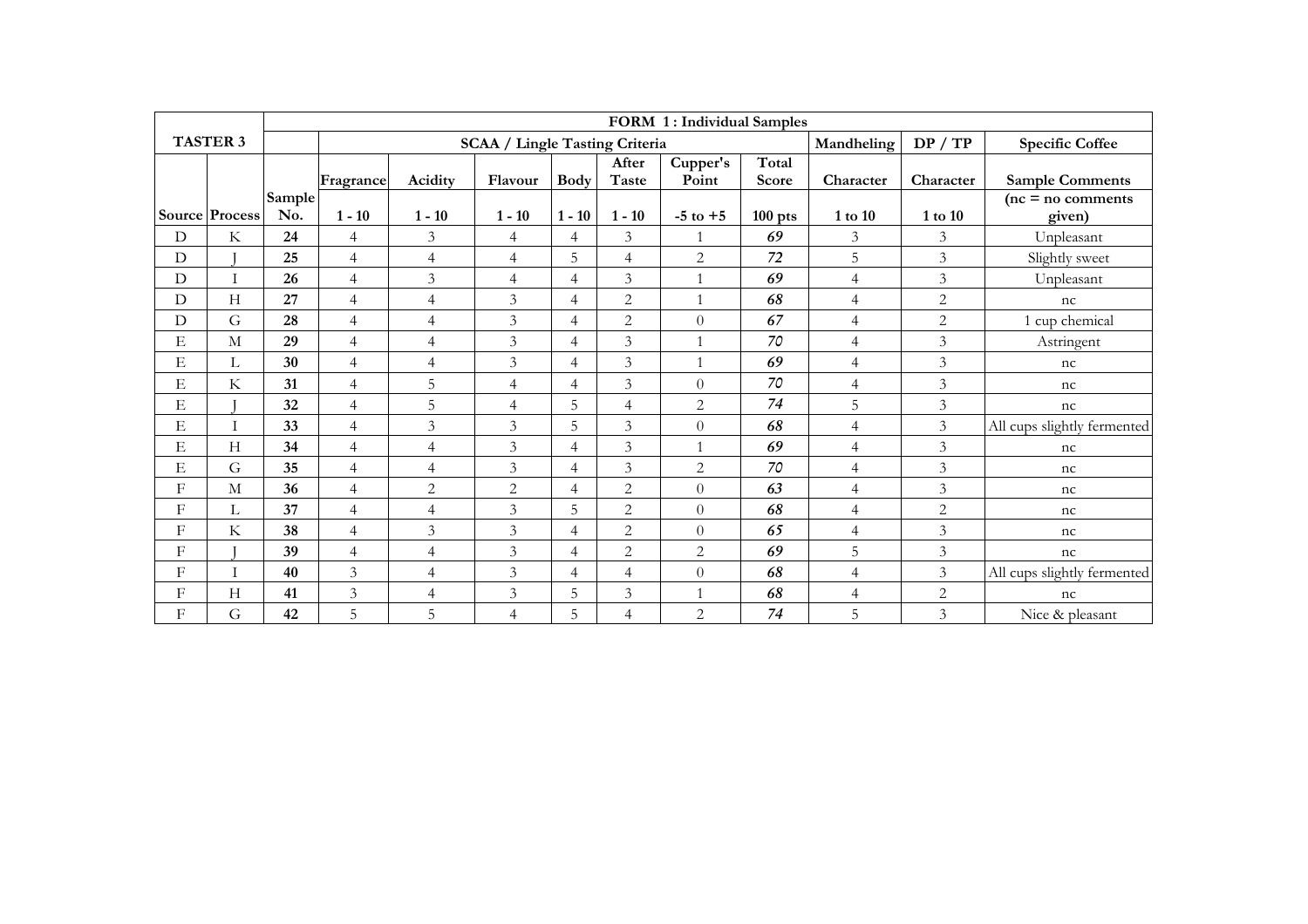| TASTER 3 | | FORM 1 : Individual Samples | | | | | | | | | | |
|---|---|---|---|---|---|---|---|---|---|---|---|---|
| | | | SCAA / Lingle Tasting Criteria | | | | | | | Mandheling | DP / TP | Specific Coffee |
| | | | Fragrance | Acidity | Flavour | Body | After Taste | Cupper's Point | Total Score | Character | Character | Sample Comments |
| Source | Process | Sample No. | 1 - 10 | 1 - 10 | 1 - 10 | 1 - 10 | 1 - 10 | -5 to +5 | 100 pts | 1 to 10 | 1 to 10 | (nc = no comments given) |
| D | K | **24** | 4 | 3 | 4 | 4 | 3 | 1 | ***69*** | 3 | 3 | Unpleasant |
| D | J | **25** | 4 | 4 | 4 | 5 | 4 | 2 | ***72*** | 5 | 3 | Slightly sweet |
| D | I | **26** | 4 | 3 | 4 | 4 | 3 | 1 | ***69*** | 4 | 3 | Unpleasant |
| D | H | **27** | 4 | 4 | 3 | 4 | 2 | 1 | ***68*** | 4 | 2 | nc |
| D | G | **28** | 4 | 4 | 3 | 4 | 2 | 0 | ***67*** | 4 | 2 | 1 cup chemical |
| E | M | **29** | 4 | 4 | 3 | 4 | 3 | 1 | ***70*** | 4 | 3 | Astringent |
| E | L | **30** | 4 | 4 | 3 | 4 | 3 | 1 | ***69*** | 4 | 3 | nc |
| E | K | **31** | 4 | 5 | 4 | 4 | 3 | 0 | ***70*** | 4 | 3 | nc |
| E | J | **32** | 4 | 5 | 4 | 5 | 4 | 2 | ***74*** | 5 | 3 | nc |
| E | I | **33** | 4 | 3 | 3 | 5 | 3 | 0 | ***68*** | 4 | 3 | All cups slightly fermented |
| E | H | **34** | 4 | 4 | 3 | 4 | 3 | 1 | ***69*** | 4 | 3 | nc |
| E | G | **35** | 4 | 4 | 3 | 4 | 3 | 2 | ***70*** | 4 | 3 | nc |
| F | M | **36** | 4 | 2 | 2 | 4 | 2 | 0 | ***63*** | 4 | 3 | nc |
| F | L | **37** | 4 | 4 | 3 | 5 | 2 | 0 | ***68*** | 4 | 2 | nc |
| F | K | **38** | 4 | 3 | 3 | 4 | 2 | 0 | ***65*** | 4 | 3 | nc |
| F | J | **39** | 4 | 4 | 3 | 4 | 2 | 2 | ***69*** | 5 | 3 | nc |
| F | I | **40** | 3 | 4 | 3 | 4 | 4 | 0 | ***68*** | 4 | 3 | All cups slightly fermented |
| F | H | **41** | 3 | 4 | 3 | 5 | 3 | 1 | ***68*** | 4 | 2 | nc |
| F | G | **42** | 5 | 5 | 4 | 5 | 4 | 2 | ***74*** | 5 | 3 | Nice & pleasant |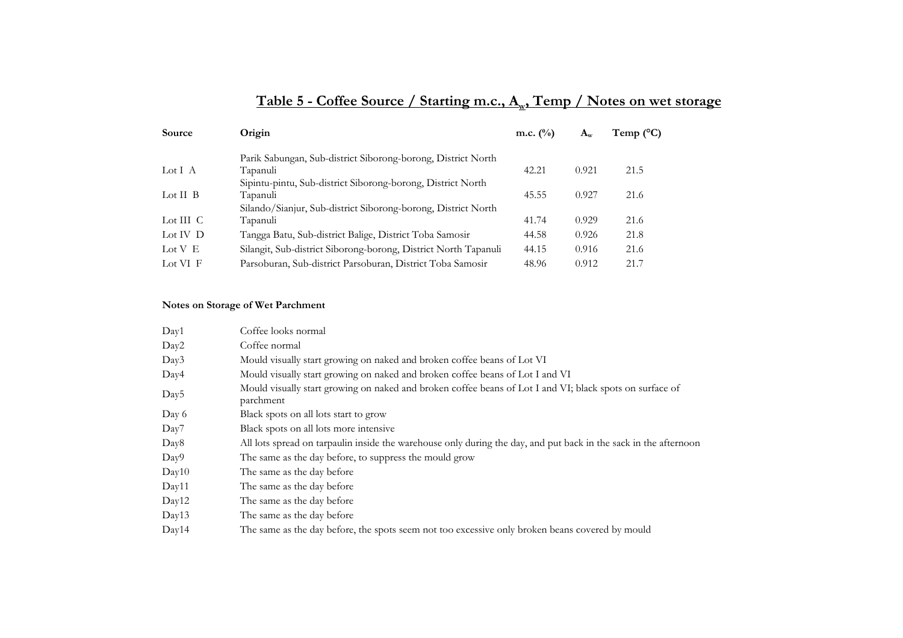## Table 5 - Coffee Source / Starting m.c., $A_w$, Temp / Notes on wet storage

| Source | Origin | m.c. (%) | $A_w$ | Temp (°C) |
|---|---|---|---|---|
| Lot I A | Parik Sabungan, Sub-district Siborong-borong, District North Tapanuli | 42.21 | 0.921 | 21.5 |
| Lot II B | Sipintu-pintu, Sub-district Siborong-borong, District North Tapanuli | 45.55 | 0.927 | 21.6 |
| Lot III C | Silando/Sianjur, Sub-district Siborong-borong, District North Tapanuli | 41.74 | 0.929 | 21.6 |
| Lot IV D | Tangga Batu, Sub-district Balige, District Toba Samosir | 44.58 | 0.926 | 21.8 |
| Lot V E | Silangit, Sub-district Siborong-borong, District North Tapanuli | 44.15 | 0.916 | 21.6 |
| Lot VI F | Parsoburan, Sub-district Parsoburan, District Toba Samosir | 48.96 | 0.912 | 21.7 |

**Notes on Storage of Wet Parchment**

| | |
|---|---|
| Day1 | Coffee looks normal |
| Day2 | Coffee normal |
| Day3 | Mould visually start growing on naked and broken coffee beans of Lot VI |
| Day4 | Mould visually start growing on naked and broken coffee beans of Lot I and VI |
| Day5 | Mould visually start growing on naked and broken coffee beans of Lot I and VI; black spots on surface of parchment |
| Day 6 | Black spots on all lots start to grow |
| Day7 | Black spots on all lots more intensive |
| Day8 | All lots spread on tarpaulin inside the warehouse only during the day, and put back in the sack in the afternoon |
| Day9 | The same as the day before, to suppress the mould grow |
| Day10 | The same as the day before |
| Day11 | The same as the day before |
| Day12 | The same as the day before |
| Day13 | The same as the day before |
| Day14 | The same as the day before, the spots seem not too excessive only broken beans covered by mould |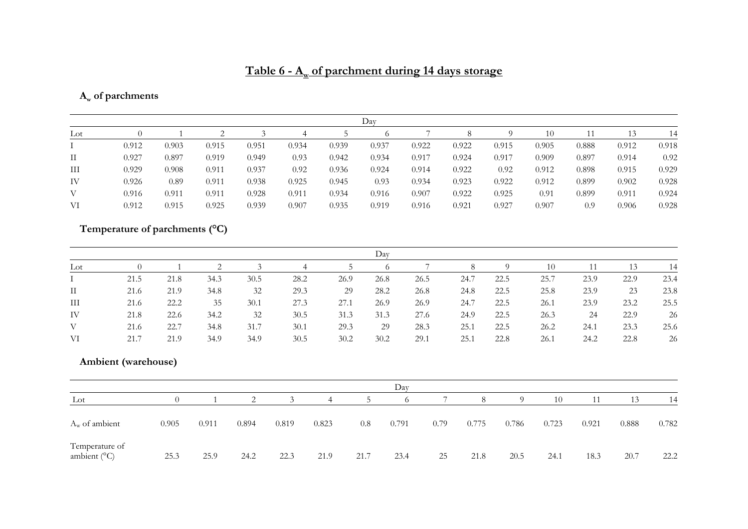# Table 6 - $A_w$ of parchment during 14 days storage

### $A_w$ of parchments

| | Day | | | | | | | | | | | | | |
|---|---|---|---|---|---|---|---|---|---|---|---|---|---|---|
| Lot | 0 | 1 | 2 | 3 | 4 | 5 | 6 | 7 | 8 | 9 | 10 | 11 | 13 | 14 |
| I | 0.912 | 0.903 | 0.915 | 0.951 | 0.934 | 0.939 | 0.937 | 0.922 | 0.922 | 0.915 | 0.905 | 0.888 | 0.912 | 0.918 |
| II | 0.927 | 0.897 | 0.919 | 0.949 | 0.93 | 0.942 | 0.934 | 0.917 | 0.924 | 0.917 | 0.909 | 0.897 | 0.914 | 0.92 |
| III | 0.929 | 0.908 | 0.911 | 0.937 | 0.92 | 0.936 | 0.924 | 0.914 | 0.922 | 0.92 | 0.912 | 0.898 | 0.915 | 0.929 |
| IV | 0.926 | 0.89 | 0.911 | 0.938 | 0.925 | 0.945 | 0.93 | 0.934 | 0.923 | 0.922 | 0.912 | 0.899 | 0.902 | 0.928 |
| V | 0.916 | 0.911 | 0.911 | 0.928 | 0.911 | 0.934 | 0.916 | 0.907 | 0.922 | 0.925 | 0.91 | 0.899 | 0.911 | 0.924 |
| VI | 0.912 | 0.915 | 0.925 | 0.939 | 0.907 | 0.935 | 0.919 | 0.916 | 0.921 | 0.927 | 0.907 | 0.9 | 0.906 | 0.928 |

### Temperature of parchments (°C)

| | Day | | | | | | | | | | | | | |
|---|---|---|---|---|---|---|---|---|---|---|---|---|---|---|
| Lot | 0 | 1 | 2 | 3 | 4 | 5 | 6 | 7 | 8 | 9 | 10 | 11 | 13 | 14 |
| I | 21.5 | 21.8 | 34.3 | 30.5 | 28.2 | 26.9 | 26.8 | 26.5 | 24.7 | 22.5 | 25.7 | 23.9 | 22.9 | 23.4 |
| II | 21.6 | 21.9 | 34.8 | 32 | 29.3 | 29 | 28.2 | 26.8 | 24.8 | 22.5 | 25.8 | 23.9 | 23 | 23.8 |
| III | 21.6 | 22.2 | 35 | 30.1 | 27.3 | 27.1 | 26.9 | 26.9 | 24.7 | 22.5 | 26.1 | 23.9 | 23.2 | 25.5 |
| IV | 21.8 | 22.6 | 34.2 | 32 | 30.5 | 31.3 | 31.3 | 27.6 | 24.9 | 22.5 | 26.3 | 24 | 22.9 | 26 |
| V | 21.6 | 22.7 | 34.8 | 31.7 | 30.1 | 29.3 | 29 | 28.3 | 25.1 | 22.5 | 26.2 | 24.1 | 23.3 | 25.6 |
| VI | 21.7 | 21.9 | 34.9 | 34.9 | 30.5 | 30.2 | 30.2 | 29.1 | 25.1 | 22.8 | 26.1 | 24.2 | 22.8 | 26 |

### Ambient (warehouse)

| | Day | | | | | | | | | | | | | |
|---|---|---|---|---|---|---|---|---|---|---|---|---|---|---|
| Lot | 0 | 1 | 2 | 3 | 4 | 5 | 6 | 7 | 8 | 9 | 10 | 11 | 13 | 14 |
| $A_w$ of ambient | 0.905 | 0.911 | 0.894 | 0.819 | 0.823 | 0.8 | 0.791 | 0.79 | 0.775 | 0.786 | 0.723 | 0.921 | 0.888 | 0.782 |
| Temperature of ambient (°C) | 25.3 | 25.9 | 24.2 | 22.3 | 21.9 | 21.7 | 23.4 | 25 | 21.8 | 20.5 | 24.1 | 18.3 | 20.7 | 22.2 |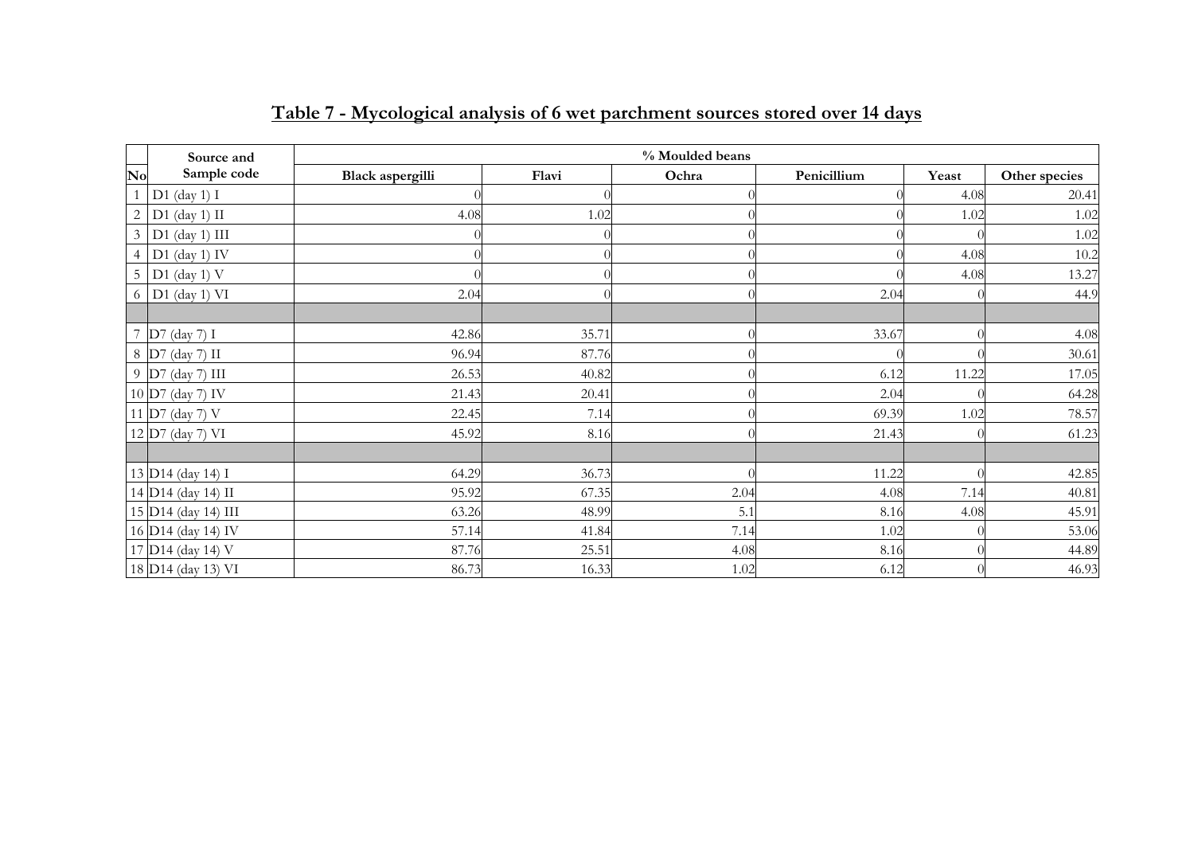## Table 7 - Mycological analysis of 6 wet parchment sources stored over 14 days

| No | Source and Sample code | % Moulded beans | | | | | |
|---|---|---|---|---|---|---|---|
| | | Black aspergilli | Flavi | Ochra | Penicillium | Yeast | Other species |
| 1 | D1 (day 1) I | 0 | 0 | 0 | 0 | 4.08 | 20.41 |
| 2 | D1 (day 1) II | 4.08 | 1.02 | 0 | 0 | 1.02 | 1.02 |
| 3 | D1 (day 1) III | 0 | 0 | 0 | 0 | 0 | 1.02 |
| 4 | D1 (day 1) IV | 0 | 0 | 0 | 0 | 4.08 | 10.2 |
| 5 | D1 (day 1) V | 0 | 0 | 0 | 0 | 4.08 | 13.27 |
| 6 | D1 (day 1) VI | 2.04 | 0 | 0 | 2.04 | 0 | 44.9 |
| | | | | | | | |
| 7 | D7 (day 7) I | 42.86 | 35.71 | 0 | 33.67 | 0 | 4.08 |
| 8 | D7 (day 7) II | 96.94 | 87.76 | 0 | 0 | 0 | 30.61 |
| 9 | D7 (day 7) III | 26.53 | 40.82 | 0 | 6.12 | 11.22 | 17.05 |
| 10 | D7 (day 7) IV | 21.43 | 20.41 | 0 | 2.04 | 0 | 64.28 |
| 11 | D7 (day 7) V | 22.45 | 7.14 | 0 | 69.39 | 1.02 | 78.57 |
| 12 | D7 (day 7) VI | 45.92 | 8.16 | 0 | 21.43 | 0 | 61.23 |
| | | | | | | | |
| 13 | D14 (day 14) I | 64.29 | 36.73 | 0 | 11.22 | 0 | 42.85 |
| 14 | D14 (day 14) II | 95.92 | 67.35 | 2.04 | 4.08 | 7.14 | 40.81 |
| 15 | D14 (day 14) III | 63.26 | 48.99 | 5.1 | 8.16 | 4.08 | 45.91 |
| 16 | D14 (day 14) IV | 57.14 | 41.84 | 7.14 | 1.02 | 0 | 53.06 |
| 17 | D14 (day 14) V | 87.76 | 25.51 | 4.08 | 8.16 | 0 | 44.89 |
| 18 | D14 (day 13) VI | 86.73 | 16.33 | 1.02 | 6.12 | 0 | 46.93 |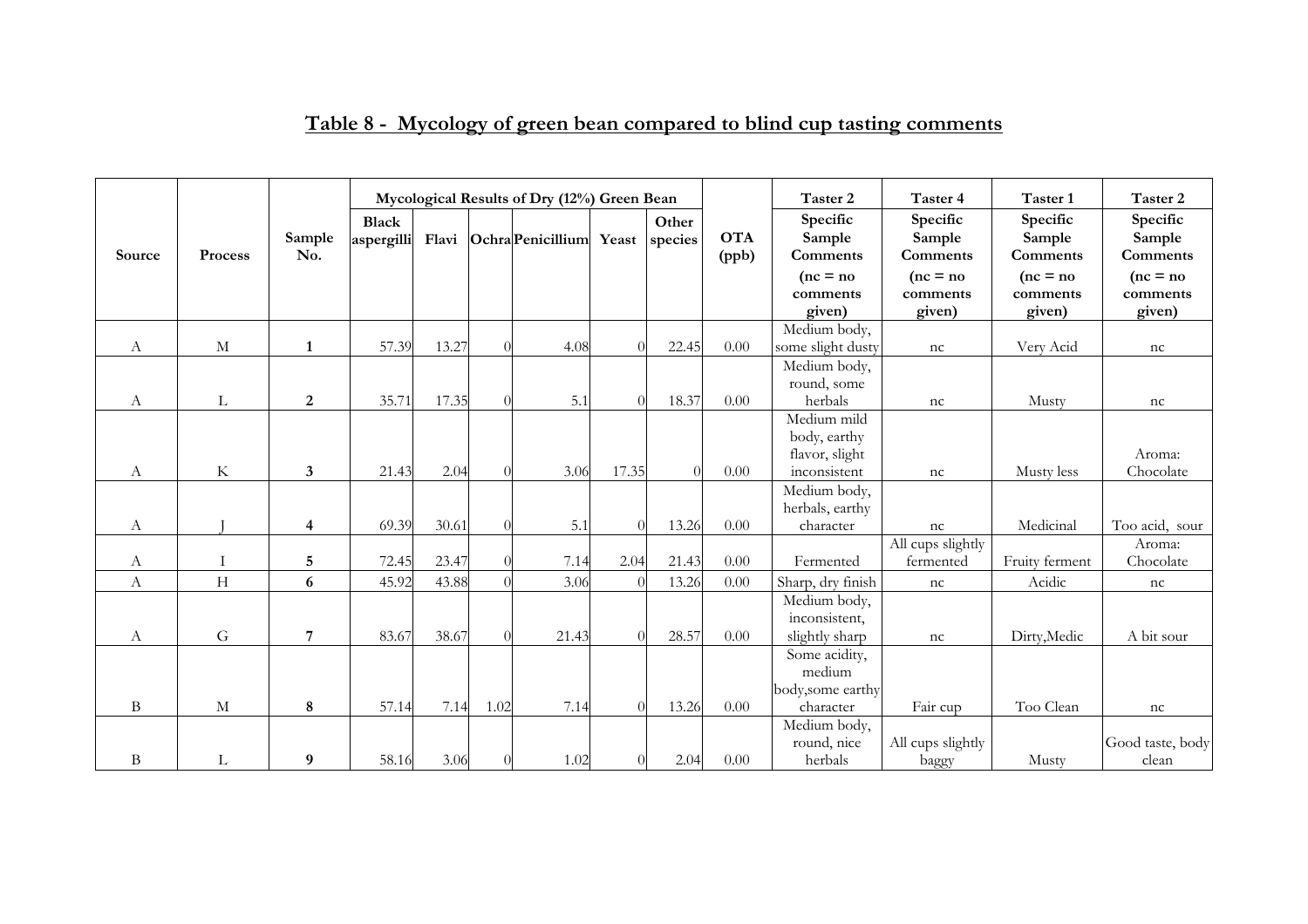## Table 8 - Mycology of green bean compared to blind cup tasting comments

| Source | Process | Sample No. | Mycological Results of Dry (12%) Green Bean | | | | | | OTA (ppb) | Taster 2 | Taster 4 | Taster 1 | Taster 2 |
|---|---|---|---|---|---|---|---|---|---|---|---|---|---|
| | | | Black aspergilli | Flavi | Ochra | Penicillium | Yeast | Other species | | Specific Sample Comments (nc = no comments given) | Specific Sample Comments (nc = no comments given) | Specific Sample Comments (nc = no comments given) | Specific Sample Comments (nc = no comments given) |
| A | M | **1** | 57.39 | 13.27 | 0 | 4.08 | 0 | 22.45 | 0.00 | Medium body, some slight dusty | nc | Very Acid | nc |
| A | L | **2** | 35.71 | 17.35 | 0 | 5.1 | 0 | 18.37 | 0.00 | Medium body, round, some herbals | nc | Musty | nc |
| A | K | **3** | 21.43 | 2.04 | 0 | 3.06 | 17.35 | 0 | 0.00 | Medium mild body, earthy flavor, slight inconsistent | nc | Musty less | Aroma: Chocolate |
| A | J | **4** | 69.39 | 30.61 | 0 | 5.1 | 0 | 13.26 | 0.00 | Medium body, herbals, earthy character | nc | Medicinal | Too acid, sour |
| A | I | **5** | 72.45 | 23.47 | 0 | 7.14 | 2.04 | 21.43 | 0.00 | Fermented | All cups slightly fermented | Fruity ferment | Aroma: Chocolate |
| A | H | **6** | 45.92 | 43.88 | 0 | 3.06 | 0 | 13.26 | 0.00 | Sharp, dry finish | nc | Acidic | nc |
| A | G | **7** | 83.67 | 38.67 | 0 | 21.43 | 0 | 28.57 | 0.00 | Medium body, inconsistent, slightly sharp | nc | Dirty,Medic | A bit sour |
| B | M | **8** | 57.14 | 7.14 | 1.02 | 7.14 | 0 | 13.26 | 0.00 | Some acidity, medium body,some earthy character | Fair cup | Too Clean | nc |
| B | L | **9** | 58.16 | 3.06 | 0 | 1.02 | 0 | 2.04 | 0.00 | Medium body, round, nice herbals | All cups slightly baggy | Musty | Good taste, body clean |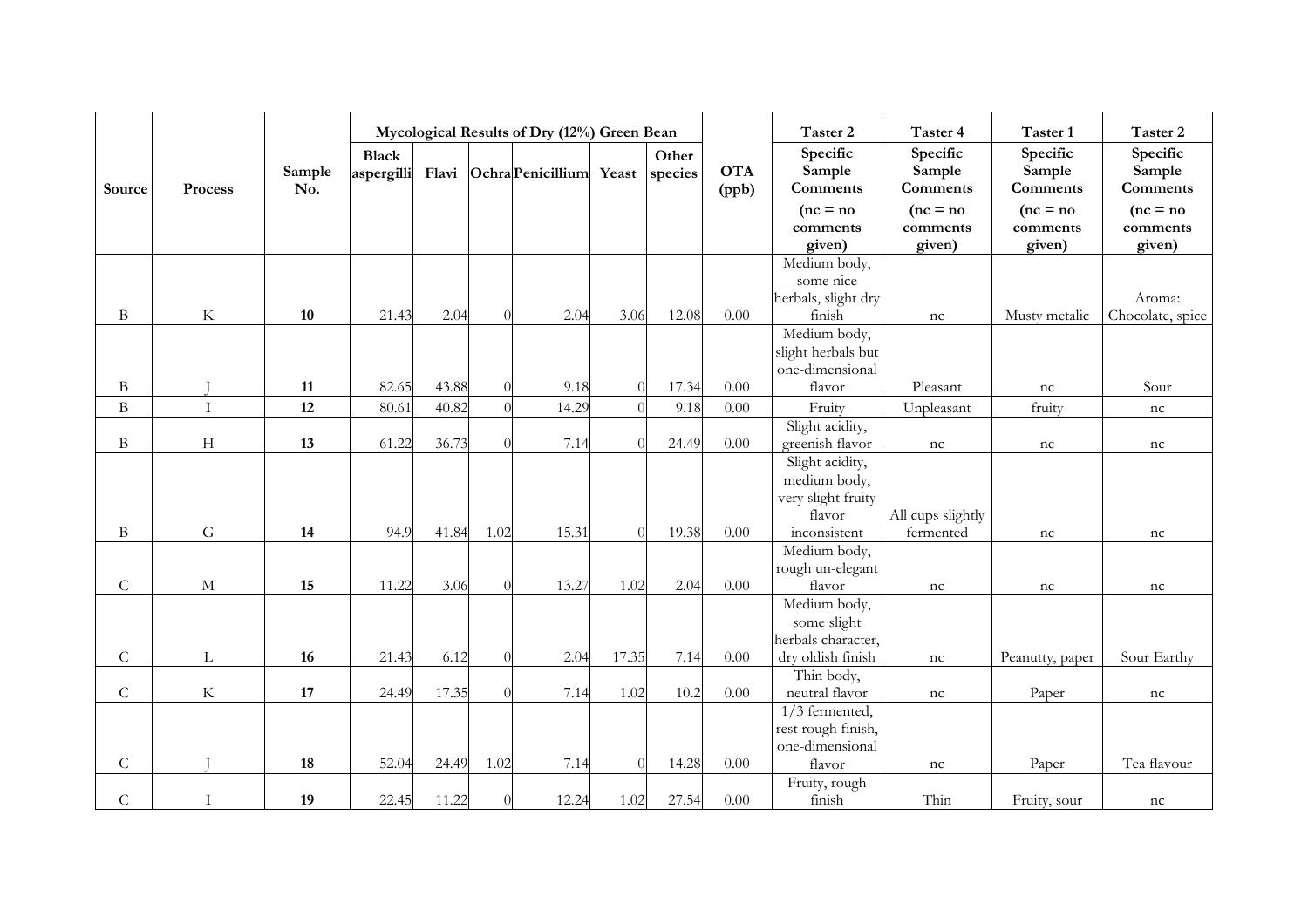| Source | Process | Sample No. | Mycological Results of Dry (12%) Green Bean | | | | | | OTA (ppb) | Taster 2 | Taster 4 | Taster 1 | Taster 2 |
|---|---|---|---|---|---|---|---|---|---|---|---|---|---|
| | | | Black aspergilli | Flavi | Ochra | Penicillium | Yeast | Other species | | Specific Sample Comments (nc = no comments given) | Specific Sample Comments (nc = no comments given) | Specific Sample Comments (nc = no comments given) | Specific Sample Comments (nc = no comments given) |
| B | K | **10** | 21.43 | 2.04 | 0 | 2.04 | 3.06 | 12.08 | 0.00 | Medium body, some nice herbals, slight dry finish | nc | Musty metalic | Aroma: Chocolate, spice |
| B | J | **11** | 82.65 | 43.88 | 0 | 9.18 | 0 | 17.34 | 0.00 | Medium body, slight herbals but one-dimensional flavor | Pleasant | nc | Sour |
| B | I | **12** | 80.61 | 40.82 | 0 | 14.29 | 0 | 9.18 | 0.00 | Fruity | Unpleasant | fruity | nc |
| B | H | **13** | 61.22 | 36.73 | 0 | 7.14 | 0 | 24.49 | 0.00 | Slight acidity, greenish flavor | nc | nc | nc |
| B | G | **14** | 94.9 | 41.84 | 1.02 | 15.31 | 0 | 19.38 | 0.00 | Slight acidity, medium body, very slight fruity flavor inconsistent | All cups slightly fermented | nc | nc |
| C | M | **15** | 11.22 | 3.06 | 0 | 13.27 | 1.02 | 2.04 | 0.00 | Medium body, rough un-elegant flavor | nc | nc | nc |
| C | L | **16** | 21.43 | 6.12 | 0 | 2.04 | 17.35 | 7.14 | 0.00 | Medium body, some slight herbals character, dry oldish finish | nc | Peanutty, paper | Sour Earthy |
| C | K | **17** | 24.49 | 17.35 | 0 | 7.14 | 1.02 | 10.2 | 0.00 | Thin body, neutral flavor | nc | Paper | nc |
| C | J | **18** | 52.04 | 24.49 | 1.02 | 7.14 | 0 | 14.28 | 0.00 | 1/3 fermented, rest rough finish, one-dimensional flavor | nc | Paper | Tea flavour |
| C | I | **19** | 22.45 | 11.22 | 0 | 12.24 | 1.02 | 27.54 | 0.00 | Fruity, rough finish | Thin | Fruity, sour | nc |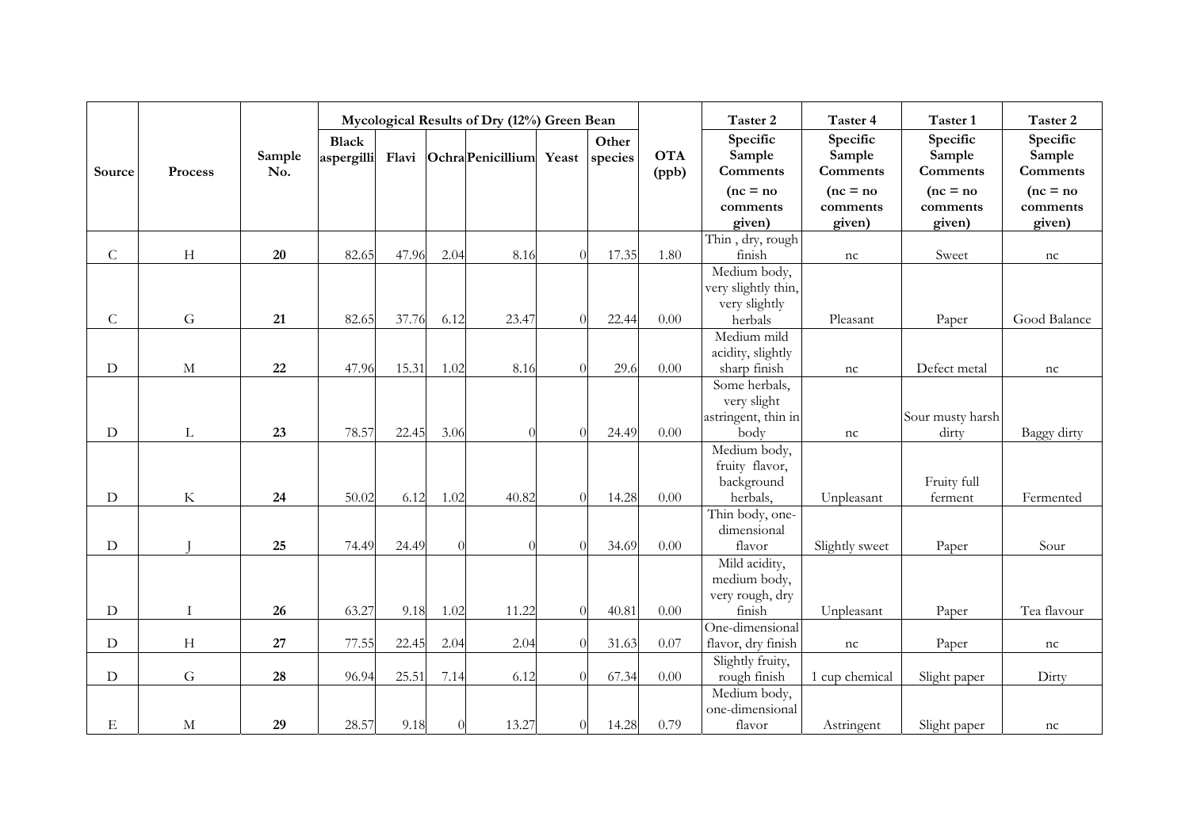| Source | Process | Sample No. | Mycological Results of Dry (12%) Green Bean | | | | | | OTA (ppb) | Taster 2 | Taster 4 | Taster 1 | Taster 2 |
|---|---|---|---|---|---|---|---|---|---|---|---|---|---|
| | | | Black aspergilli | Flavi | Ochra | Penicillium | Yeast | Other species | | Specific Sample Comments (nc = no comments given) | Specific Sample Comments (nc = no comments given) | Specific Sample Comments (nc = no comments given) | Specific Sample Comments (nc = no comments given) |
| C | H | **20** | 82.65 | 47.96 | 2.04 | 8.16 | 0 | 17.35 | 1.80 | Thin , dry, rough finish | nc | Sweet | nc |
| C | G | **21** | 82.65 | 37.76 | 6.12 | 23.47 | 0 | 22.44 | 0.00 | Medium body, very slightly thin, very slightly herbals | Pleasant | Paper | Good Balance |
| D | M | **22** | 47.96 | 15.31 | 1.02 | 8.16 | 0 | 29.6 | 0.00 | Medium mild acidity, slightly sharp finish | nc | Defect metal | nc |
| D | L | **23** | 78.57 | 22.45 | 3.06 | 0 | 0 | 24.49 | 0.00 | Some herbals, very slight astringent, thin in body | nc | Sour musty harsh dirty | Baggy dirty |
| D | K | **24** | 50.02 | 6.12 | 1.02 | 40.82 | 0 | 14.28 | 0.00 | Medium body, fruity flavor, background herbals, | Unpleasant | Fruity full ferment | Fermented |
| D | J | **25** | 74.49 | 24.49 | 0 | 0 | 0 | 34.69 | 0.00 | Thin body, one-dimensional flavor | Slightly sweet | Paper | Sour |
| D | I | **26** | 63.27 | 9.18 | 1.02 | 11.22 | 0 | 40.81 | 0.00 | Mild acidity, medium body, very rough, dry finish | Unpleasant | Paper | Tea flavour |
| D | H | **27** | 77.55 | 22.45 | 2.04 | 2.04 | 0 | 31.63 | 0.07 | One-dimensional flavor, dry finish | nc | Paper | nc |
| D | G | **28** | 96.94 | 25.51 | 7.14 | 6.12 | 0 | 67.34 | 0.00 | Slightly fruity, rough finish | 1 cup chemical | Slight paper | Dirty |
| E | M | **29** | 28.57 | 9.18 | 0 | 13.27 | 0 | 14.28 | 0.79 | Medium body, one-dimensional flavor | Astringent | Slight paper | nc |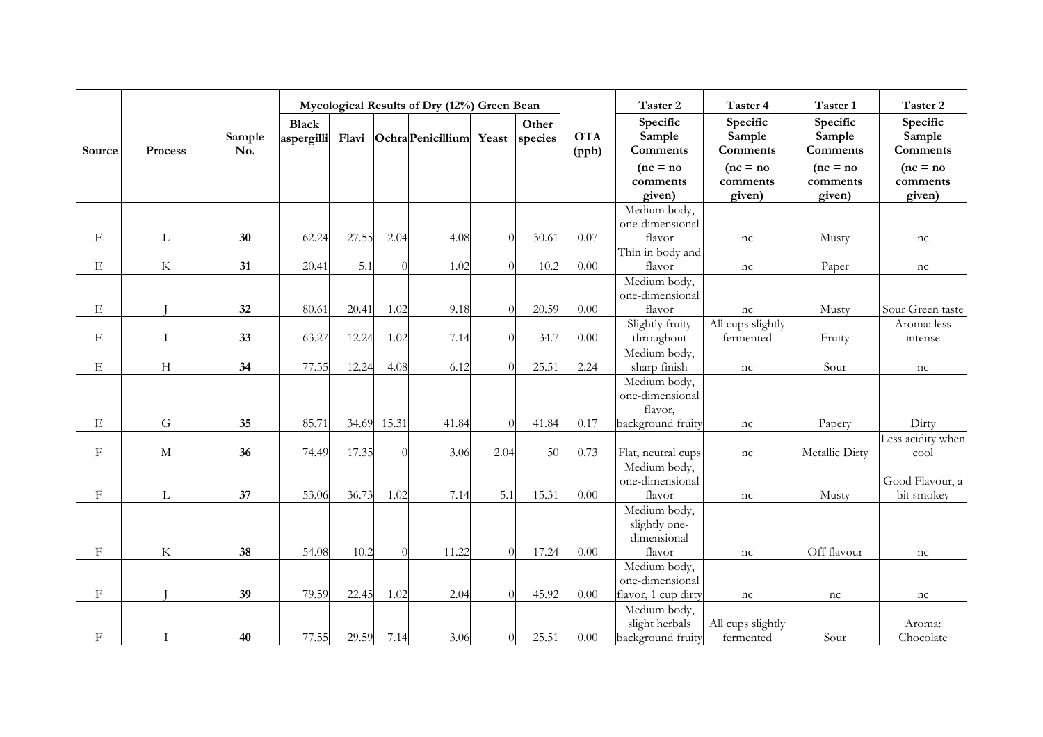| Source | Process | Sample No. | Mycological Results of Dry (12%) Green Bean | | | | | | OTA (ppb) | Taster 2 | Taster 4 | Taster 1 | Taster 2 |
|---|---|---|---|---|---|---|---|---|---|---|---|---|---|
| | | | Black aspergilli | Flavi | Ochra | Penicillium | Yeast | Other species | | Specific Sample Comments (nc = no comments given) | Specific Sample Comments (nc = no comments given) | Specific Sample Comments (nc = no comments given) | Specific Sample Comments (nc = no comments given) |
| E | L | **30** | 62.24 | 27.55 | 2.04 | 4.08 | 0 | 30.61 | 0.07 | Medium body, one-dimensional flavor | nc | Musty | nc |
| E | K | **31** | 20.41 | 5.1 | 0 | 1.02 | 0 | 10.2 | 0.00 | Thin in body and flavor | nc | Paper | nc |
| E | J | **32** | 80.61 | 20.41 | 1.02 | 9.18 | 0 | 20.59 | 0.00 | Medium body, one-dimensional flavor | nc | Musty | Sour Green taste |
| E | I | **33** | 63.27 | 12.24 | 1.02 | 7.14 | 0 | 34.7 | 0.00 | Slightly fruity throughout | All cups slightly fermented | Fruity | Aroma: less intense |
| E | H | **34** | 77.55 | 12.24 | 4.08 | 6.12 | 0 | 25.51 | 2.24 | Medium body, sharp finish | nc | Sour | nc |
| E | G | **35** | 85.71 | 34.69 | 15.31 | 41.84 | 0 | 41.84 | 0.17 | Medium body, one-dimensional flavor, background fruity | nc | Papery | Dirty |
| F | M | **36** | 74.49 | 17.35 | 0 | 3.06 | 2.04 | 50 | 0.73 | Flat, neutral cups | nc | Metallic Dirty | Less acidity when cool |
| F | L | **37** | 53.06 | 36.73 | 1.02 | 7.14 | 5.1 | 15.31 | 0.00 | Medium body, one-dimensional flavor | nc | Musty | Good Flavour, a bit smokey |
| F | K | **38** | 54.08 | 10.2 | 0 | 11.22 | 0 | 17.24 | 0.00 | Medium body, slightly one-dimensional flavor | nc | Off flavour | nc |
| F | J | **39** | 79.59 | 22.45 | 1.02 | 2.04 | 0 | 45.92 | 0.00 | Medium body, one-dimensional flavor, 1 cup dirty | nc | nc | nc |
| F | I | **40** | 77.55 | 29.59 | 7.14 | 3.06 | 0 | 25.51 | 0.00 | Medium body, slight herbals background fruity | All cups slightly fermented | Sour | Aroma: Chocolate |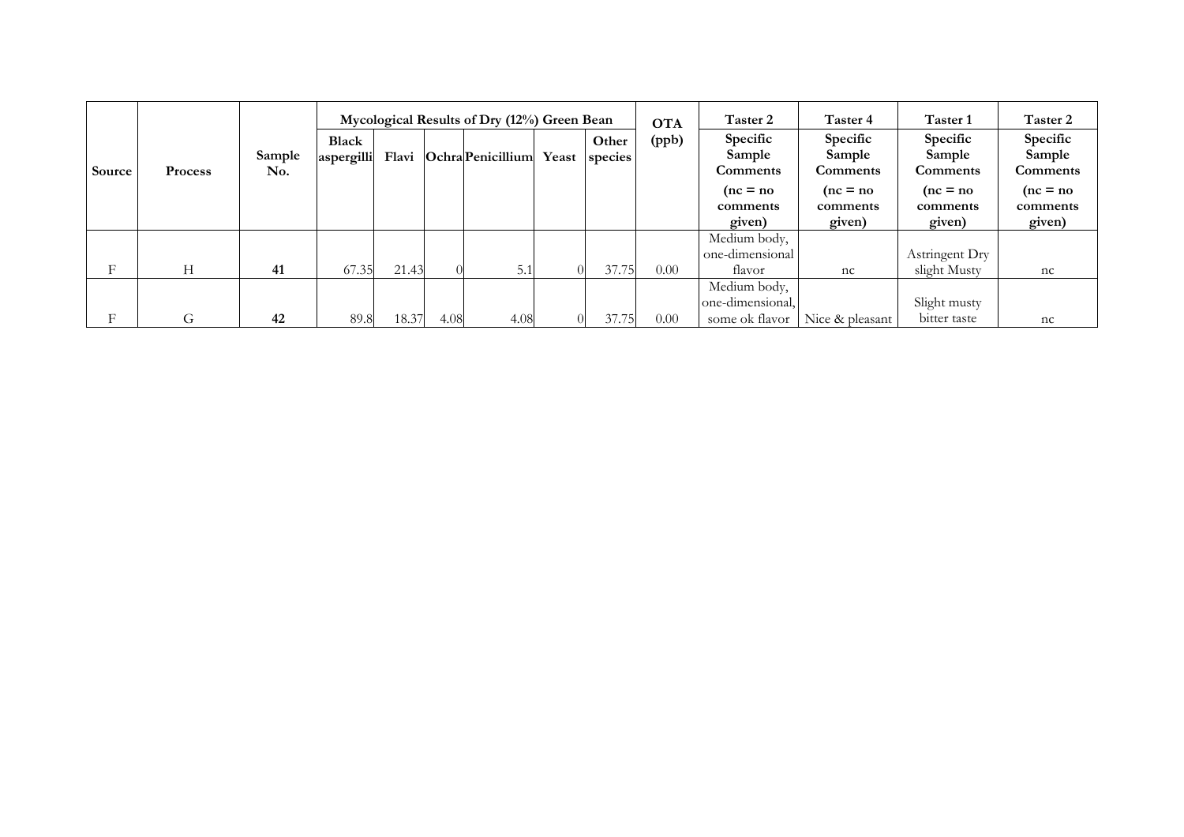| Source | Process | Sample No. | Mycological Results of Dry (12%) Green Bean | | | | | | OTA (ppb) | Taster 2 | Taster 4 | Taster 1 | Taster 2 |
|---|---|---|---|---|---|---|---|---|---|---|---|---|---|
| | | | Black aspergilli | Flavi | Ochra | Penicillium | Yeast | Other species | | Specific Sample Comments (nc = no comments given) | Specific Sample Comments (nc = no comments given) | Specific Sample Comments (nc = no comments given) | Specific Sample Comments (nc = no comments given) |
| F | H | **41** | 67.35 | 21.43 | 0 | 5.1 | 0 | 37.75 | 0.00 | Medium body, one-dimensional flavor | nc | Astringent Dry slight Musty | nc |
| F | G | **42** | 89.8 | 18.37 | 4.08 | 4.08 | 0 | 37.75 | 0.00 | Medium body, one-dimensional, some ok flavor | Nice & pleasant | Slight musty bitter taste | nc |